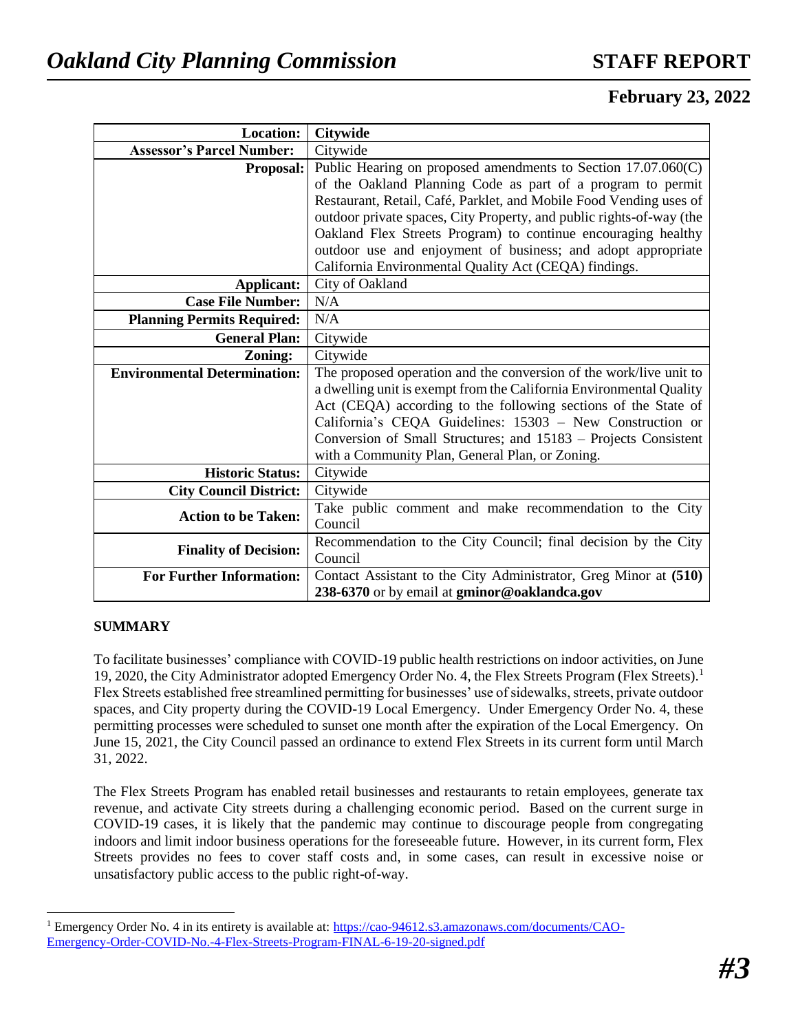# *Oakland City Planning Commission*

# STAFF REPORT

**February 23, 2022**

| | |
|---|---|
| **Location:** | **Citywide** |
| **Assessor's Parcel Number:** | Citywide |
| **Proposal:** | Public Hearing on proposed amendments to Section 17.07.060(C) of the Oakland Planning Code as part of a program to permit Restaurant, Retail, Café, Parklet, and Mobile Food Vending uses of outdoor private spaces, City Property, and public rights-of-way (the Oakland Flex Streets Program) to continue encouraging healthy outdoor use and enjoyment of business; and adopt appropriate California Environmental Quality Act (CEQA) findings. |
| **Applicant:** | City of Oakland |
| **Case File Number:** | N/A |
| **Planning Permits Required:** | N/A |
| **General Plan:** | Citywide |
| **Zoning:** | Citywide |
| **Environmental Determination:** | The proposed operation and the conversion of the work/live unit to a dwelling unit is exempt from the California Environmental Quality Act (CEQA) according to the following sections of the State of California's CEQA Guidelines: 15303 – New Construction or Conversion of Small Structures; and 15183 – Projects Consistent with a Community Plan, General Plan, or Zoning. |
| **Historic Status:** | Citywide |
| **City Council District:** | Citywide |
| **Action to be Taken:** | Take public comment and make recommendation to the City Council |
| **Finality of Decision:** | Recommendation to the City Council; final decision by the City Council |
| **For Further Information:** | Contact Assistant to the City Administrator, Greg Minor at **(510) 238-6370** or by email at **gminor@oaklandca.gov** |

## SUMMARY

To facilitate businesses' compliance with COVID-19 public health restrictions on indoor activities, on June 19, 2020, the City Administrator adopted Emergency Order No. 4, the Flex Streets Program (Flex Streets).[1] Flex Streets established free streamlined permitting for businesses' use of sidewalks, streets, private outdoor spaces, and City property during the COVID-19 Local Emergency. Under Emergency Order No. 4, these permitting processes were scheduled to sunset one month after the expiration of the Local Emergency. On June 15, 2021, the City Council passed an ordinance to extend Flex Streets in its current form until March 31, 2022.

The Flex Streets Program has enabled retail businesses and restaurants to retain employees, generate tax revenue, and activate City streets during a challenging economic period. Based on the current surge in COVID-19 cases, it is likely that the pandemic may continue to discourage people from congregating indoors and limit indoor business operations for the foreseeable future. However, in its current form, Flex Streets provides no fees to cover staff costs and, in some cases, can result in excessive noise or unsatisfactory public access to the public right-of-way.

[1] Emergency Order No. 4 in its entirety is available at: https://cao-94612.s3.amazonaws.com/documents/CAO-Emergency-Order-COVID-No.-4-Flex-Streets-Program-FINAL-6-19-20-signed.pdf

#3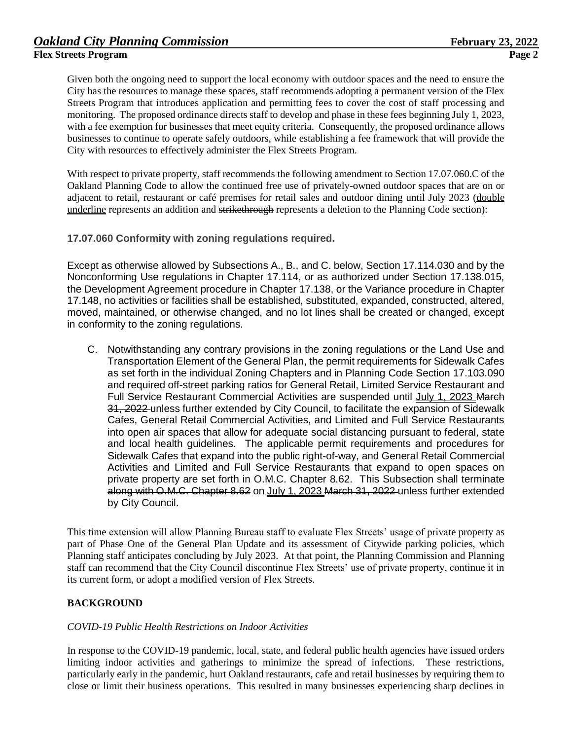Given both the ongoing need to support the local economy with outdoor spaces and the need to ensure the City has the resources to manage these spaces, staff recommends adopting a permanent version of the Flex Streets Program that introduces application and permitting fees to cover the cost of staff processing and monitoring. The proposed ordinance directs staff to develop and phase in these fees beginning July 1, 2023, with a fee exemption for businesses that meet equity criteria. Consequently, the proposed ordinance allows businesses to continue to operate safely outdoors, while establishing a fee framework that will provide the City with resources to effectively administer the Flex Streets Program.

With respect to private property, staff recommends the following amendment to Section 17.07.060.C of the Oakland Planning Code to allow the continued free use of privately-owned outdoor spaces that are on or adjacent to retail, restaurant or café premises for retail sales and outdoor dining until July 2023 (<u>double underline</u> represents an addition and ~~strikethrough~~ represents a deletion to the Planning Code section):

**17.07.060 Conformity with zoning regulations required.**

Except as otherwise allowed by Subsections A., B., and C. below, Section 17.114.030 and by the Nonconforming Use regulations in Chapter 17.114, or as authorized under Section 17.138.015, the Development Agreement procedure in Chapter 17.138, or the Variance procedure in Chapter 17.148, no activities or facilities shall be established, substituted, expanded, constructed, altered, moved, maintained, or otherwise changed, and no lot lines shall be created or changed, except in conformity to the zoning regulations.

C. Notwithstanding any contrary provisions in the zoning regulations or the Land Use and Transportation Element of the General Plan, the permit requirements for Sidewalk Cafes as set forth in the individual Zoning Chapters and in Planning Code Section 17.103.090 and required off-street parking ratios for General Retail, Limited Service Restaurant and Full Service Restaurant Commercial Activities are suspended until <u>July 1, 2023</u> ~~March 31, 2022~~ unless further extended by City Council, to facilitate the expansion of Sidewalk Cafes, General Retail Commercial Activities, and Limited and Full Service Restaurants into open air spaces that allow for adequate social distancing pursuant to federal, state and local health guidelines. The applicable permit requirements and procedures for Sidewalk Cafes that expand into the public right-of-way, and General Retail Commercial Activities and Limited and Full Service Restaurants that expand to open spaces on private property are set forth in O.M.C. Chapter 8.62. This Subsection shall terminate ~~along with O.M.C. Chapter 8.62~~ on <u>July 1, 2023</u> ~~March 31, 2022~~ unless further extended by City Council.

This time extension will allow Planning Bureau staff to evaluate Flex Streets' usage of private property as part of Phase One of the General Plan Update and its assessment of Citywide parking policies, which Planning staff anticipates concluding by July 2023. At that point, the Planning Commission and Planning staff can recommend that the City Council discontinue Flex Streets' use of private property, continue it in its current form, or adopt a modified version of Flex Streets.

## BACKGROUND

*COVID-19 Public Health Restrictions on Indoor Activities*

In response to the COVID-19 pandemic, local, state, and federal public health agencies have issued orders limiting indoor activities and gatherings to minimize the spread of infections. These restrictions, particularly early in the pandemic, hurt Oakland restaurants, cafe and retail businesses by requiring them to close or limit their business operations. This resulted in many businesses experiencing sharp declines in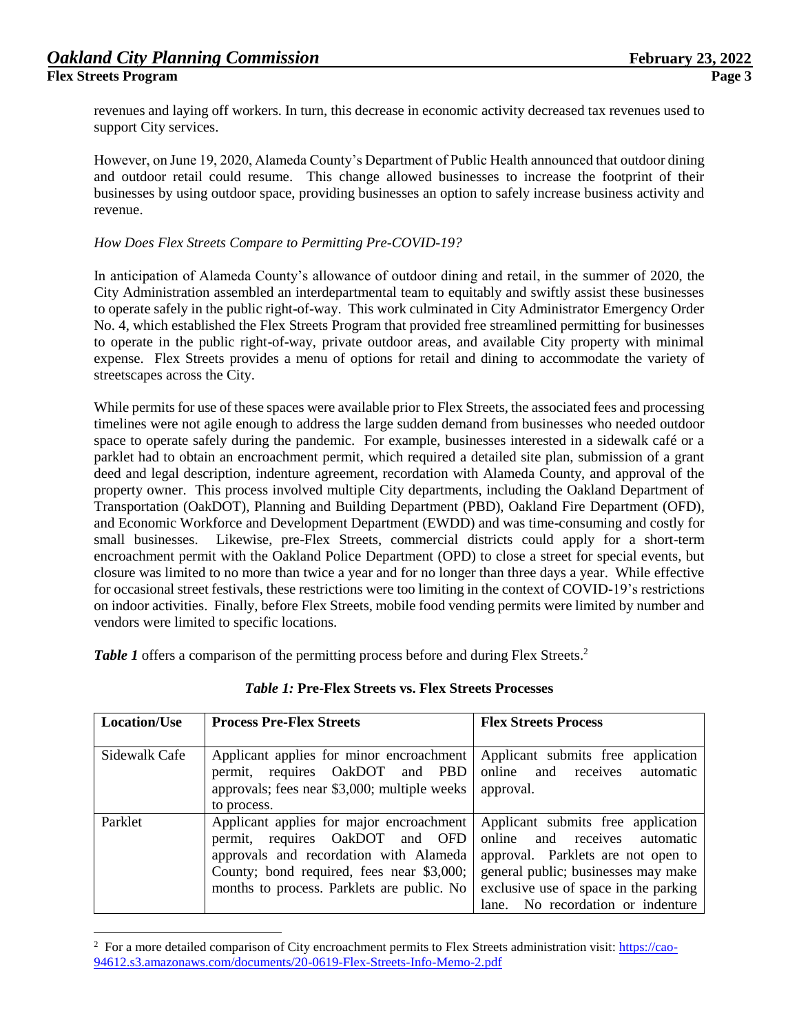revenues and laying off workers. In turn, this decrease in economic activity decreased tax revenues used to support City services.

However, on June 19, 2020, Alameda County's Department of Public Health announced that outdoor dining and outdoor retail could resume. This change allowed businesses to increase the footprint of their businesses by using outdoor space, providing businesses an option to safely increase business activity and revenue.

*How Does Flex Streets Compare to Permitting Pre-COVID-19?*

In anticipation of Alameda County's allowance of outdoor dining and retail, in the summer of 2020, the City Administration assembled an interdepartmental team to equitably and swiftly assist these businesses to operate safely in the public right-of-way. This work culminated in City Administrator Emergency Order No. 4, which established the Flex Streets Program that provided free streamlined permitting for businesses to operate in the public right-of-way, private outdoor areas, and available City property with minimal expense. Flex Streets provides a menu of options for retail and dining to accommodate the variety of streetscapes across the City.

While permits for use of these spaces were available prior to Flex Streets, the associated fees and processing timelines were not agile enough to address the large sudden demand from businesses who needed outdoor space to operate safely during the pandemic. For example, businesses interested in a sidewalk café or a parklet had to obtain an encroachment permit, which required a detailed site plan, submission of a grant deed and legal description, indenture agreement, recordation with Alameda County, and approval of the property owner. This process involved multiple City departments, including the Oakland Department of Transportation (OakDOT), Planning and Building Department (PBD), Oakland Fire Department (OFD), and Economic Workforce and Development Department (EWDD) and was time-consuming and costly for small businesses. Likewise, pre-Flex Streets, commercial districts could apply for a short-term encroachment permit with the Oakland Police Department (OPD) to close a street for special events, but closure was limited to no more than twice a year and for no longer than three days a year. While effective for occasional street festivals, these restrictions were too limiting in the context of COVID-19's restrictions on indoor activities. Finally, before Flex Streets, mobile food vending permits were limited by number and vendors were limited to specific locations.

***Table 1*** offers a comparison of the permitting process before and during Flex Streets.[2]

***Table 1:*** **Pre-Flex Streets vs. Flex Streets Processes**

| Location/Use | Process Pre-Flex Streets | Flex Streets Process |
|---|---|---|
| Sidewalk Cafe | Applicant applies for minor encroachment permit, requires OakDOT and PBD approvals; fees near $3,000; multiple weeks to process. | Applicant submits free application online and receives automatic approval. |
| Parklet | Applicant applies for major encroachment permit, requires OakDOT and OFD approvals and recordation with Alameda County; bond required, fees near $3,000; months to process. Parklets are public. No | Applicant submits free application online and receives automatic approval. Parklets are not open to general public; businesses may make exclusive use of space in the parking lane. No recordation or indenture |

[2] For a more detailed comparison of City encroachment permits to Flex Streets administration visit: https://cao-94612.s3.amazonaws.com/documents/20-0619-Flex-Streets-Info-Memo-2.pdf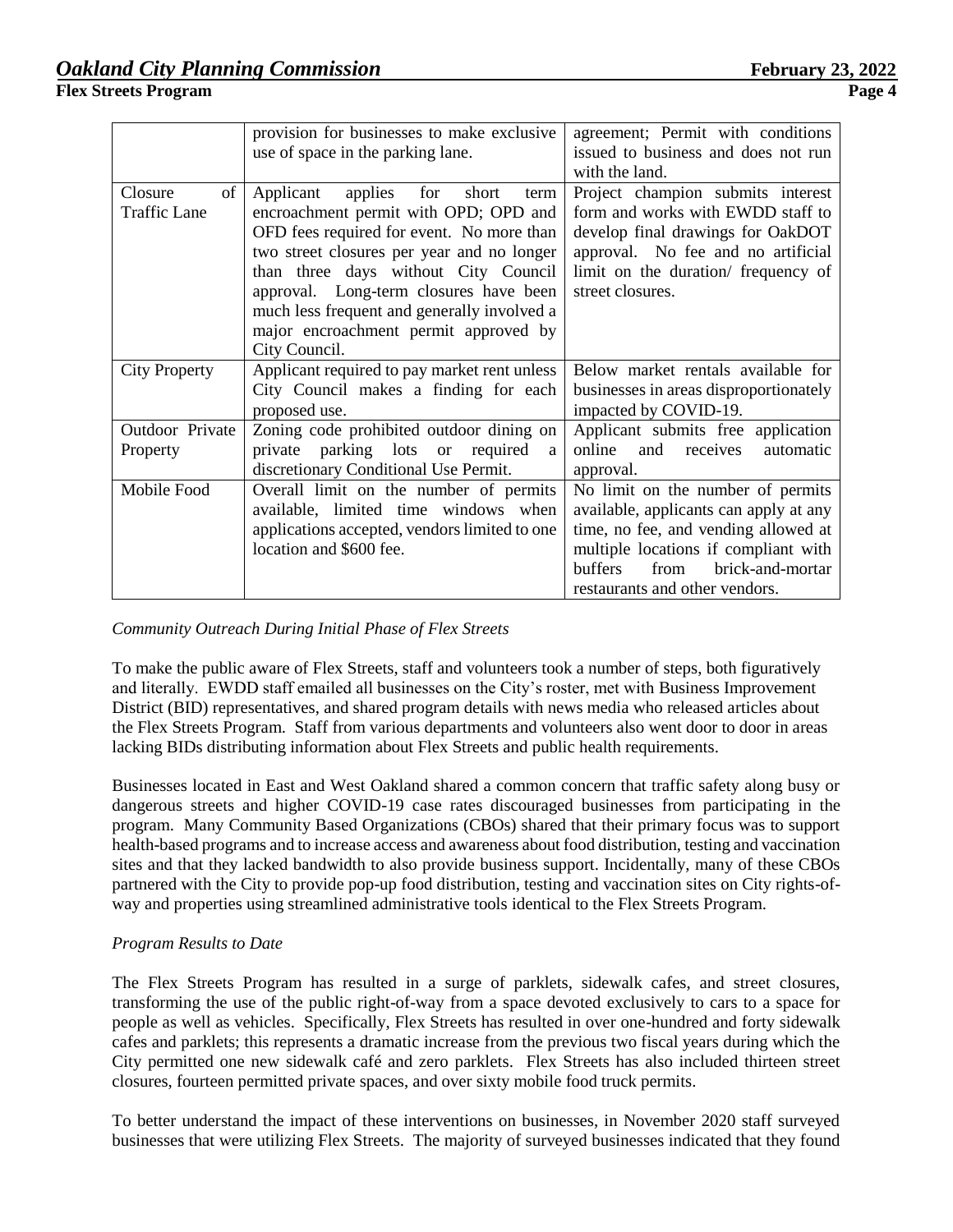|  | provision for businesses to make exclusive use of space in the parking lane. | agreement; Permit with conditions issued to business and does not run with the land. |
|---|---|---|
| Closure of Traffic Lane | Applicant applies for short term encroachment permit with OPD; OPD and OFD fees required for event. No more than two street closures per year and no longer than three days without City Council approval. Long-term closures have been much less frequent and generally involved a major encroachment permit approved by City Council. | Project champion submits interest form and works with EWDD staff to develop final drawings for OakDOT approval. No fee and no artificial limit on the duration/ frequency of street closures. |
| City Property | Applicant required to pay market rent unless City Council makes a finding for each proposed use. | Below market rentals available for businesses in areas disproportionately impacted by COVID-19. |
| Outdoor Private Property | Zoning code prohibited outdoor dining on private parking lots or required a discretionary Conditional Use Permit. | Applicant submits free application online and receives automatic approval. |
| Mobile Food | Overall limit on the number of permits available, limited time windows when applications accepted, vendors limited to one location and $600 fee. | No limit on the number of permits available, applicants can apply at any time, no fee, and vending allowed at multiple locations if compliant with buffers from brick-and-mortar restaurants and other vendors. |

*Community Outreach During Initial Phase of Flex Streets*

To make the public aware of Flex Streets, staff and volunteers took a number of steps, both figuratively and literally. EWDD staff emailed all businesses on the City's roster, met with Business Improvement District (BID) representatives, and shared program details with news media who released articles about the Flex Streets Program. Staff from various departments and volunteers also went door to door in areas lacking BIDs distributing information about Flex Streets and public health requirements.

Businesses located in East and West Oakland shared a common concern that traffic safety along busy or dangerous streets and higher COVID-19 case rates discouraged businesses from participating in the program. Many Community Based Organizations (CBOs) shared that their primary focus was to support health-based programs and to increase access and awareness about food distribution, testing and vaccination sites and that they lacked bandwidth to also provide business support. Incidentally, many of these CBOs partnered with the City to provide pop-up food distribution, testing and vaccination sites on City rights-of-way and properties using streamlined administrative tools identical to the Flex Streets Program.

*Program Results to Date*

The Flex Streets Program has resulted in a surge of parklets, sidewalk cafes, and street closures, transforming the use of the public right-of-way from a space devoted exclusively to cars to a space for people as well as vehicles. Specifically, Flex Streets has resulted in over one-hundred and forty sidewalk cafes and parklets; this represents a dramatic increase from the previous two fiscal years during which the City permitted one new sidewalk café and zero parklets. Flex Streets has also included thirteen street closures, fourteen permitted private spaces, and over sixty mobile food truck permits.

To better understand the impact of these interventions on businesses, in November 2020 staff surveyed businesses that were utilizing Flex Streets. The majority of surveyed businesses indicated that they found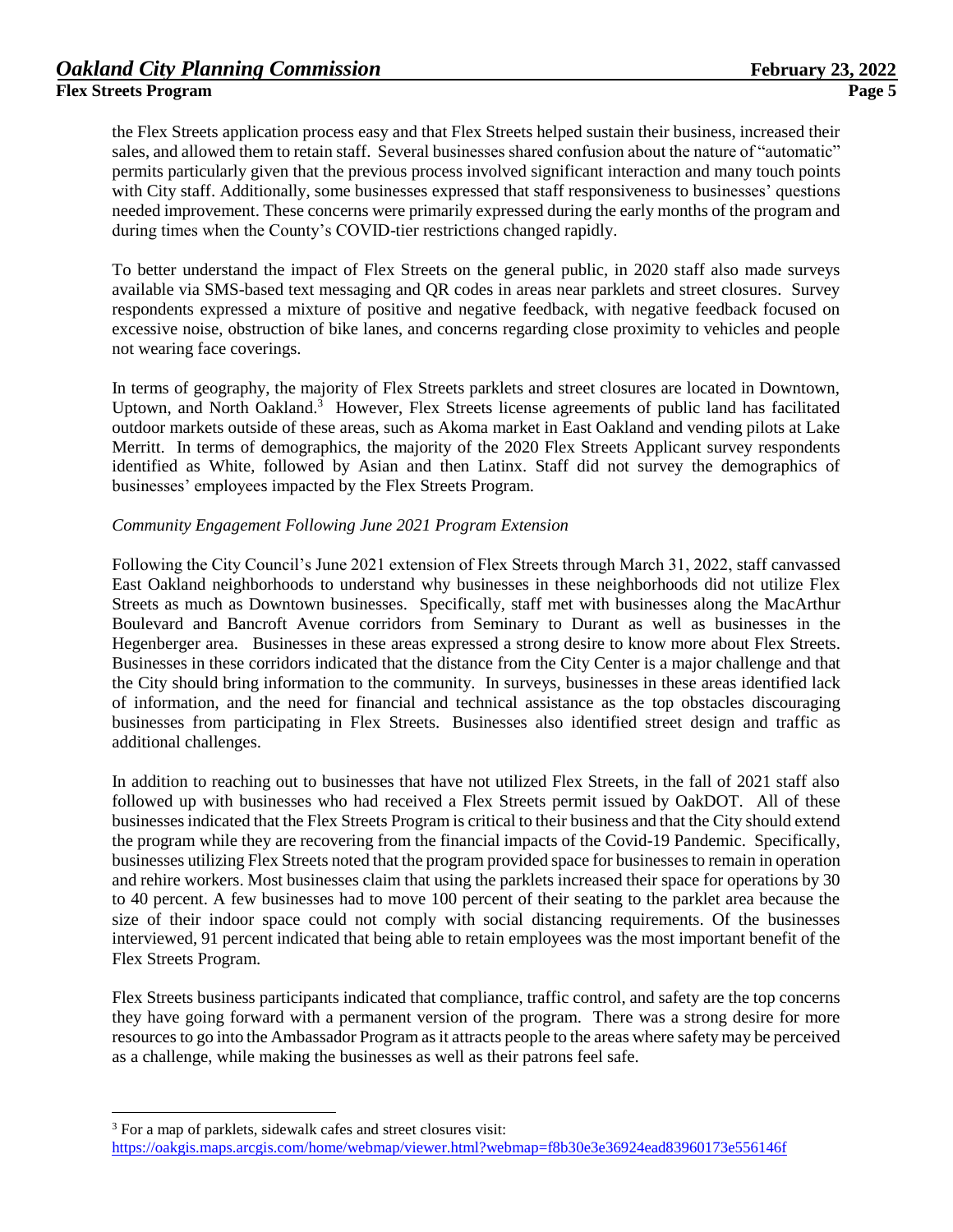the Flex Streets application process easy and that Flex Streets helped sustain their business, increased their sales, and allowed them to retain staff. Several businesses shared confusion about the nature of "automatic" permits particularly given that the previous process involved significant interaction and many touch points with City staff. Additionally, some businesses expressed that staff responsiveness to businesses' questions needed improvement. These concerns were primarily expressed during the early months of the program and during times when the County's COVID-tier restrictions changed rapidly.

To better understand the impact of Flex Streets on the general public, in 2020 staff also made surveys available via SMS-based text messaging and QR codes in areas near parklets and street closures. Survey respondents expressed a mixture of positive and negative feedback, with negative feedback focused on excessive noise, obstruction of bike lanes, and concerns regarding close proximity to vehicles and people not wearing face coverings.

In terms of geography, the majority of Flex Streets parklets and street closures are located in Downtown, Uptown, and North Oakland.[3] However, Flex Streets license agreements of public land has facilitated outdoor markets outside of these areas, such as Akoma market in East Oakland and vending pilots at Lake Merritt. In terms of demographics, the majority of the 2020 Flex Streets Applicant survey respondents identified as White, followed by Asian and then Latinx. Staff did not survey the demographics of businesses' employees impacted by the Flex Streets Program.

*Community Engagement Following June 2021 Program Extension*

Following the City Council's June 2021 extension of Flex Streets through March 31, 2022, staff canvassed East Oakland neighborhoods to understand why businesses in these neighborhoods did not utilize Flex Streets as much as Downtown businesses. Specifically, staff met with businesses along the MacArthur Boulevard and Bancroft Avenue corridors from Seminary to Durant as well as businesses in the Hegenberger area. Businesses in these areas expressed a strong desire to know more about Flex Streets. Businesses in these corridors indicated that the distance from the City Center is a major challenge and that the City should bring information to the community. In surveys, businesses in these areas identified lack of information, and the need for financial and technical assistance as the top obstacles discouraging businesses from participating in Flex Streets. Businesses also identified street design and traffic as additional challenges.

In addition to reaching out to businesses that have not utilized Flex Streets, in the fall of 2021 staff also followed up with businesses who had received a Flex Streets permit issued by OakDOT. All of these businesses indicated that the Flex Streets Program is critical to their business and that the City should extend the program while they are recovering from the financial impacts of the Covid-19 Pandemic. Specifically, businesses utilizing Flex Streets noted that the program provided space for businesses to remain in operation and rehire workers. Most businesses claim that using the parklets increased their space for operations by 30 to 40 percent. A few businesses had to move 100 percent of their seating to the parklet area because the size of their indoor space could not comply with social distancing requirements. Of the businesses interviewed, 91 percent indicated that being able to retain employees was the most important benefit of the Flex Streets Program.

Flex Streets business participants indicated that compliance, traffic control, and safety are the top concerns they have going forward with a permanent version of the program. There was a strong desire for more resources to go into the Ambassador Program as it attracts people to the areas where safety may be perceived as a challenge, while making the businesses as well as their patrons feel safe.

---

[3] For a map of parklets, sidewalk cafes and street closures visit: https://oakgis.maps.arcgis.com/home/webmap/viewer.html?webmap=f8b30e3e36924ead83960173e556146f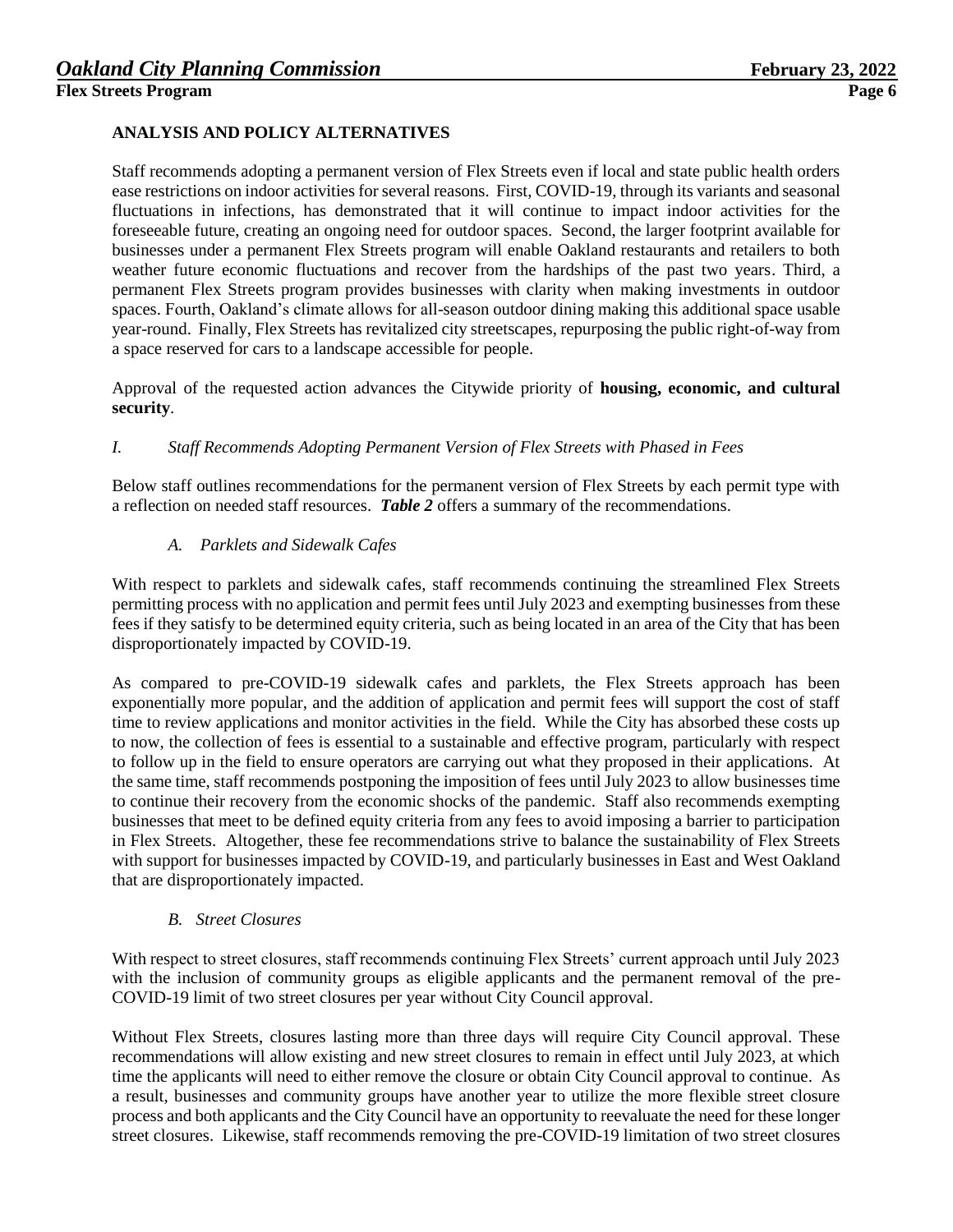## ANALYSIS AND POLICY ALTERNATIVES

Staff recommends adopting a permanent version of Flex Streets even if local and state public health orders ease restrictions on indoor activities for several reasons. First, COVID-19, through its variants and seasonal fluctuations in infections, has demonstrated that it will continue to impact indoor activities for the foreseeable future, creating an ongoing need for outdoor spaces. Second, the larger footprint available for businesses under a permanent Flex Streets program will enable Oakland restaurants and retailers to both weather future economic fluctuations and recover from the hardships of the past two years. Third, a permanent Flex Streets program provides businesses with clarity when making investments in outdoor spaces. Fourth, Oakland's climate allows for all-season outdoor dining making this additional space usable year-round. Finally, Flex Streets has revitalized city streetscapes, repurposing the public right-of-way from a space reserved for cars to a landscape accessible for people.

Approval of the requested action advances the Citywide priority of **housing, economic, and cultural security**.

### *I. Staff Recommends Adopting Permanent Version of Flex Streets with Phased in Fees*

Below staff outlines recommendations for the permanent version of Flex Streets by each permit type with a reflection on needed staff resources. ***Table 2*** offers a summary of the recommendations.

#### *A. Parklets and Sidewalk Cafes*

With respect to parklets and sidewalk cafes, staff recommends continuing the streamlined Flex Streets permitting process with no application and permit fees until July 2023 and exempting businesses from these fees if they satisfy to be determined equity criteria, such as being located in an area of the City that has been disproportionately impacted by COVID-19.

As compared to pre-COVID-19 sidewalk cafes and parklets, the Flex Streets approach has been exponentially more popular, and the addition of application and permit fees will support the cost of staff time to review applications and monitor activities in the field. While the City has absorbed these costs up to now, the collection of fees is essential to a sustainable and effective program, particularly with respect to follow up in the field to ensure operators are carrying out what they proposed in their applications. At the same time, staff recommends postponing the imposition of fees until July 2023 to allow businesses time to continue their recovery from the economic shocks of the pandemic. Staff also recommends exempting businesses that meet to be defined equity criteria from any fees to avoid imposing a barrier to participation in Flex Streets. Altogether, these fee recommendations strive to balance the sustainability of Flex Streets with support for businesses impacted by COVID-19, and particularly businesses in East and West Oakland that are disproportionately impacted.

#### *B. Street Closures*

With respect to street closures, staff recommends continuing Flex Streets' current approach until July 2023 with the inclusion of community groups as eligible applicants and the permanent removal of the pre-COVID-19 limit of two street closures per year without City Council approval.

Without Flex Streets, closures lasting more than three days will require City Council approval. These recommendations will allow existing and new street closures to remain in effect until July 2023, at which time the applicants will need to either remove the closure or obtain City Council approval to continue. As a result, businesses and community groups have another year to utilize the more flexible street closure process and both applicants and the City Council have an opportunity to reevaluate the need for these longer street closures. Likewise, staff recommends removing the pre-COVID-19 limitation of two street closures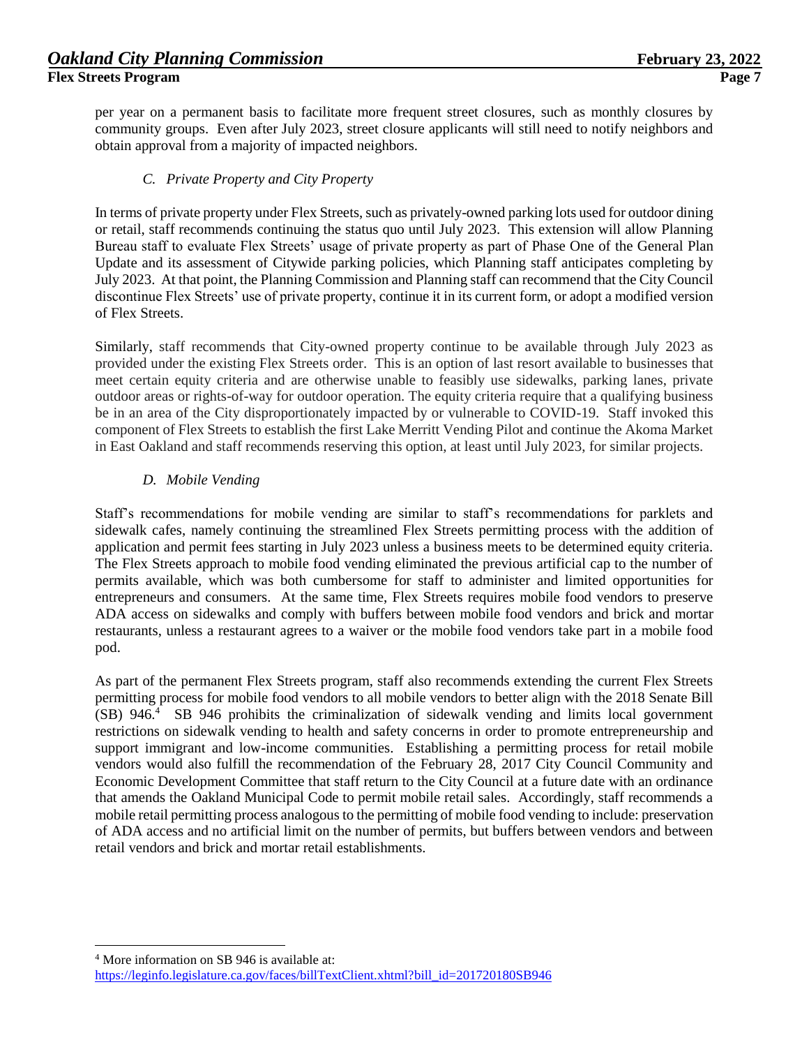per year on a permanent basis to facilitate more frequent street closures, such as monthly closures by community groups. Even after July 2023, street closure applicants will still need to notify neighbors and obtain approval from a majority of impacted neighbors.

### *C. Private Property and City Property*

In terms of private property under Flex Streets, such as privately-owned parking lots used for outdoor dining or retail, staff recommends continuing the status quo until July 2023. This extension will allow Planning Bureau staff to evaluate Flex Streets' usage of private property as part of Phase One of the General Plan Update and its assessment of Citywide parking policies, which Planning staff anticipates completing by July 2023. At that point, the Planning Commission and Planning staff can recommend that the City Council discontinue Flex Streets' use of private property, continue it in its current form, or adopt a modified version of Flex Streets.

Similarly, staff recommends that City-owned property continue to be available through July 2023 as provided under the existing Flex Streets order. This is an option of last resort available to businesses that meet certain equity criteria and are otherwise unable to feasibly use sidewalks, parking lanes, private outdoor areas or rights-of-way for outdoor operation. The equity criteria require that a qualifying business be in an area of the City disproportionately impacted by or vulnerable to COVID-19. Staff invoked this component of Flex Streets to establish the first Lake Merritt Vending Pilot and continue the Akoma Market in East Oakland and staff recommends reserving this option, at least until July 2023, for similar projects.

### *D. Mobile Vending*

Staff's recommendations for mobile vending are similar to staff's recommendations for parklets and sidewalk cafes, namely continuing the streamlined Flex Streets permitting process with the addition of application and permit fees starting in July 2023 unless a business meets to be determined equity criteria. The Flex Streets approach to mobile food vending eliminated the previous artificial cap to the number of permits available, which was both cumbersome for staff to administer and limited opportunities for entrepreneurs and consumers. At the same time, Flex Streets requires mobile food vendors to preserve ADA access on sidewalks and comply with buffers between mobile food vendors and brick and mortar restaurants, unless a restaurant agrees to a waiver or the mobile food vendors take part in a mobile food pod.

As part of the permanent Flex Streets program, staff also recommends extending the current Flex Streets permitting process for mobile food vendors to all mobile vendors to better align with the 2018 Senate Bill (SB) 946.[4] SB 946 prohibits the criminalization of sidewalk vending and limits local government restrictions on sidewalk vending to health and safety concerns in order to promote entrepreneurship and support immigrant and low-income communities. Establishing a permitting process for retail mobile vendors would also fulfill the recommendation of the February 28, 2017 City Council Community and Economic Development Committee that staff return to the City Council at a future date with an ordinance that amends the Oakland Municipal Code to permit mobile retail sales. Accordingly, staff recommends a mobile retail permitting process analogous to the permitting of mobile food vending to include: preservation of ADA access and no artificial limit on the number of permits, but buffers between vendors and between retail vendors and brick and mortar retail establishments.

---

[4] More information on SB 946 is available at:
https://leginfo.legislature.ca.gov/faces/billTextClient.xhtml?bill_id=201720180SB946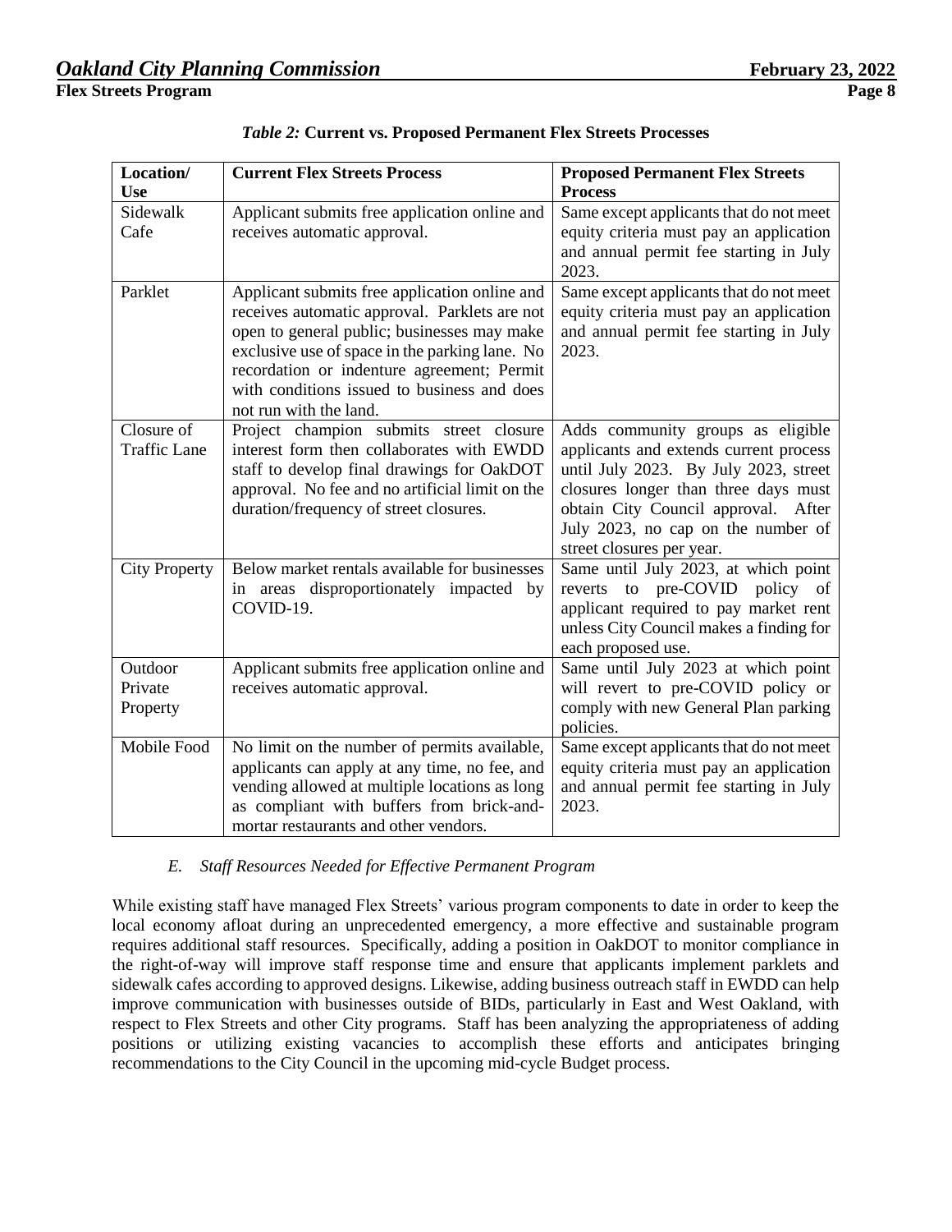*Table 2:* **Current vs. Proposed Permanent Flex Streets Processes**

| Location/ Use | Current Flex Streets Process | Proposed Permanent Flex Streets Process |
|---|---|---|
| Sidewalk Cafe | Applicant submits free application online and receives automatic approval. | Same except applicants that do not meet equity criteria must pay an application and annual permit fee starting in July 2023. |
| Parklet | Applicant submits free application online and receives automatic approval. Parklets are not open to general public; businesses may make exclusive use of space in the parking lane. No recordation or indenture agreement; Permit with conditions issued to business and does not run with the land. | Same except applicants that do not meet equity criteria must pay an application and annual permit fee starting in July 2023. |
| Closure of Traffic Lane | Project champion submits street closure interest form then collaborates with EWDD staff to develop final drawings for OakDOT approval. No fee and no artificial limit on the duration/frequency of street closures. | Adds community groups as eligible applicants and extends current process until July 2023. By July 2023, street closures longer than three days must obtain City Council approval. After July 2023, no cap on the number of street closures per year. |
| City Property | Below market rentals available for businesses in areas disproportionately impacted by COVID-19. | Same until July 2023, at which point reverts to pre-COVID policy of applicant required to pay market rent unless City Council makes a finding for each proposed use. |
| Outdoor Private Property | Applicant submits free application online and receives automatic approval. | Same until July 2023 at which point will revert to pre-COVID policy or comply with new General Plan parking policies. |
| Mobile Food | No limit on the number of permits available, applicants can apply at any time, no fee, and vending allowed at multiple locations as long as compliant with buffers from brick-and-mortar restaurants and other vendors. | Same except applicants that do not meet equity criteria must pay an application and annual permit fee starting in July 2023. |

### *E. Staff Resources Needed for Effective Permanent Program*

While existing staff have managed Flex Streets' various program components to date in order to keep the local economy afloat during an unprecedented emergency, a more effective and sustainable program requires additional staff resources. Specifically, adding a position in OakDOT to monitor compliance in the right-of-way will improve staff response time and ensure that applicants implement parklets and sidewalk cafes according to approved designs. Likewise, adding business outreach staff in EWDD can help improve communication with businesses outside of BIDs, particularly in East and West Oakland, with respect to Flex Streets and other City programs. Staff has been analyzing the appropriateness of adding positions or utilizing existing vacancies to accomplish these efforts and anticipates bringing recommendations to the City Council in the upcoming mid-cycle Budget process.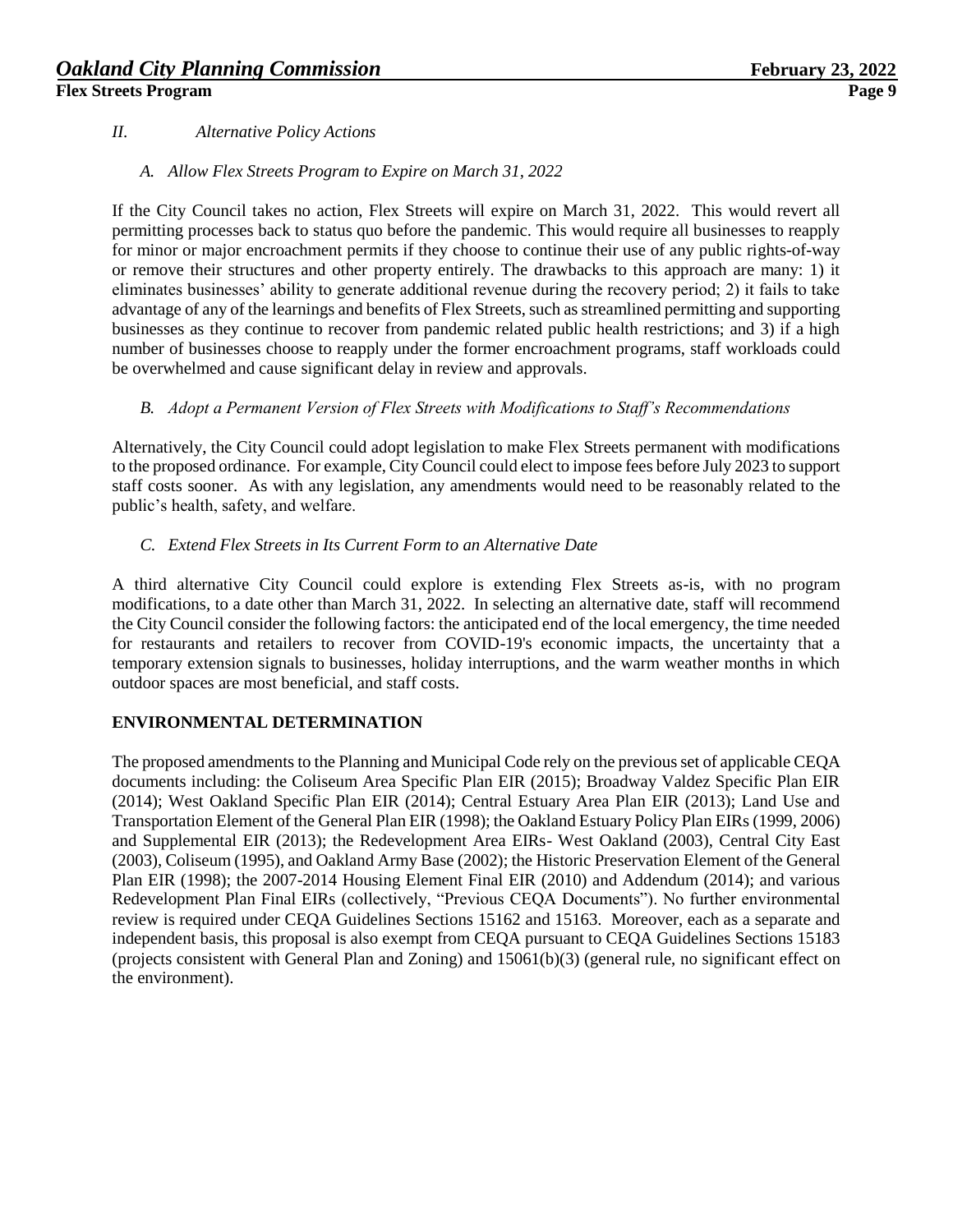## *II. Alternative Policy Actions*

### *A. Allow Flex Streets Program to Expire on March 31, 2022*

If the City Council takes no action, Flex Streets will expire on March 31, 2022. This would revert all permitting processes back to status quo before the pandemic. This would require all businesses to reapply for minor or major encroachment permits if they choose to continue their use of any public rights-of-way or remove their structures and other property entirely. The drawbacks to this approach are many: 1) it eliminates businesses' ability to generate additional revenue during the recovery period; 2) it fails to take advantage of any of the learnings and benefits of Flex Streets, such as streamlined permitting and supporting businesses as they continue to recover from pandemic related public health restrictions; and 3) if a high number of businesses choose to reapply under the former encroachment programs, staff workloads could be overwhelmed and cause significant delay in review and approvals.

### *B. Adopt a Permanent Version of Flex Streets with Modifications to Staff's Recommendations*

Alternatively, the City Council could adopt legislation to make Flex Streets permanent with modifications to the proposed ordinance. For example, City Council could elect to impose fees before July 2023 to support staff costs sooner. As with any legislation, any amendments would need to be reasonably related to the public's health, safety, and welfare.

### *C. Extend Flex Streets in Its Current Form to an Alternative Date*

A third alternative City Council could explore is extending Flex Streets as-is, with no program modifications, to a date other than March 31, 2022. In selecting an alternative date, staff will recommend the City Council consider the following factors: the anticipated end of the local emergency, the time needed for restaurants and retailers to recover from COVID-19's economic impacts, the uncertainty that a temporary extension signals to businesses, holiday interruptions, and the warm weather months in which outdoor spaces are most beneficial, and staff costs.

## ENVIRONMENTAL DETERMINATION

The proposed amendments to the Planning and Municipal Code rely on the previous set of applicable CEQA documents including: the Coliseum Area Specific Plan EIR (2015); Broadway Valdez Specific Plan EIR (2014); West Oakland Specific Plan EIR (2014); Central Estuary Area Plan EIR (2013); Land Use and Transportation Element of the General Plan EIR (1998); the Oakland Estuary Policy Plan EIRs (1999, 2006) and Supplemental EIR (2013); the Redevelopment Area EIRs- West Oakland (2003), Central City East (2003), Coliseum (1995), and Oakland Army Base (2002); the Historic Preservation Element of the General Plan EIR (1998); the 2007-2014 Housing Element Final EIR (2010) and Addendum (2014); and various Redevelopment Plan Final EIRs (collectively, "Previous CEQA Documents"). No further environmental review is required under CEQA Guidelines Sections 15162 and 15163. Moreover, each as a separate and independent basis, this proposal is also exempt from CEQA pursuant to CEQA Guidelines Sections 15183 (projects consistent with General Plan and Zoning) and 15061(b)(3) (general rule, no significant effect on the environment).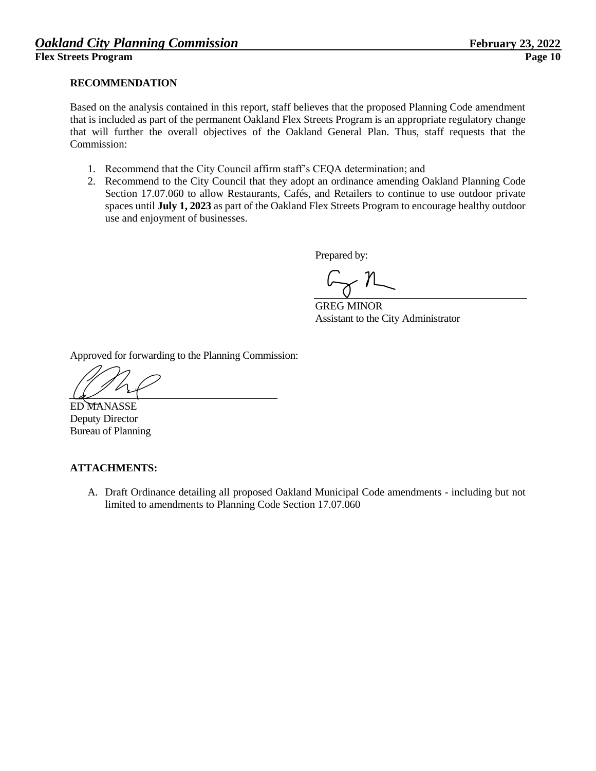**RECOMMENDATION**

Based on the analysis contained in this report, staff believes that the proposed Planning Code amendment that is included as part of the permanent Oakland Flex Streets Program is an appropriate regulatory change that will further the overall objectives of the Oakland General Plan. Thus, staff requests that the Commission:

1. Recommend that the City Council affirm staff's CEQA determination; and
2. Recommend to the City Council that they adopt an ordinance amending Oakland Planning Code Section 17.07.060 to allow Restaurants, Cafés, and Retailers to continue to use outdoor private spaces until **July 1, 2023** as part of the Oakland Flex Streets Program to encourage healthy outdoor use and enjoyment of businesses.

Prepared by:

GREG MINOR
Assistant to the City Administrator

Approved for forwarding to the Planning Commission:

ED MANASSE
Deputy Director
Bureau of Planning

**ATTACHMENTS:**

A. Draft Ordinance detailing all proposed Oakland Municipal Code amendments - including but not limited to amendments to Planning Code Section 17.07.060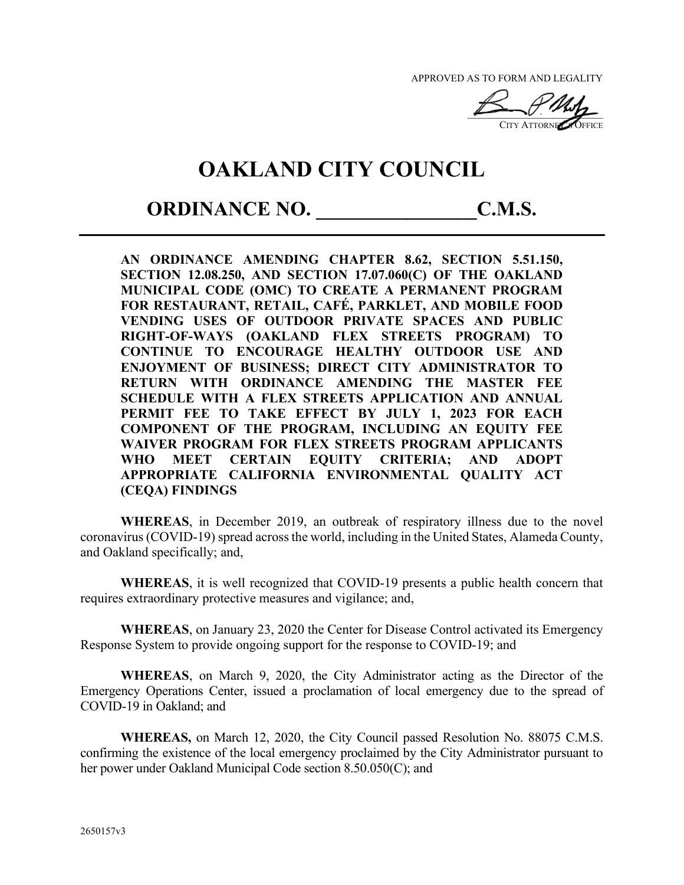APPROVED AS TO FORM AND LEGALITY

CITY ATTORNEY'S OFFICE

# OAKLAND CITY COUNCIL

## ORDINANCE NO. _______________ C.M.S.

**AN ORDINANCE AMENDING CHAPTER 8.62, SECTION 5.51.150, SECTION 12.08.250, AND SECTION 17.07.060(C) OF THE OAKLAND MUNICIPAL CODE (OMC) TO CREATE A PERMANENT PROGRAM FOR RESTAURANT, RETAIL, CAFÉ, PARKLET, AND MOBILE FOOD VENDING USES OF OUTDOOR PRIVATE SPACES AND PUBLIC RIGHT-OF-WAYS (OAKLAND FLEX STREETS PROGRAM) TO CONTINUE TO ENCOURAGE HEALTHY OUTDOOR USE AND ENJOYMENT OF BUSINESS; DIRECT CITY ADMINISTRATOR TO RETURN WITH ORDINANCE AMENDING THE MASTER FEE SCHEDULE WITH A FLEX STREETS APPLICATION AND ANNUAL PERMIT FEE TO TAKE EFFECT BY JULY 1, 2023 FOR EACH COMPONENT OF THE PROGRAM, INCLUDING AN EQUITY FEE WAIVER PROGRAM FOR FLEX STREETS PROGRAM APPLICANTS WHO MEET CERTAIN EQUITY CRITERIA; AND ADOPT APPROPRIATE CALIFORNIA ENVIRONMENTAL QUALITY ACT (CEQA) FINDINGS**

**WHEREAS**, in December 2019, an outbreak of respiratory illness due to the novel coronavirus (COVID-19) spread across the world, including in the United States, Alameda County, and Oakland specifically; and,

**WHEREAS**, it is well recognized that COVID-19 presents a public health concern that requires extraordinary protective measures and vigilance; and,

**WHEREAS**, on January 23, 2020 the Center for Disease Control activated its Emergency Response System to provide ongoing support for the response to COVID-19; and

**WHEREAS**, on March 9, 2020, the City Administrator acting as the Director of the Emergency Operations Center, issued a proclamation of local emergency due to the spread of COVID-19 in Oakland; and

**WHEREAS,** on March 12, 2020, the City Council passed Resolution No. 88075 C.M.S. confirming the existence of the local emergency proclaimed by the City Administrator pursuant to her power under Oakland Municipal Code section 8.50.050(C); and

2650157v3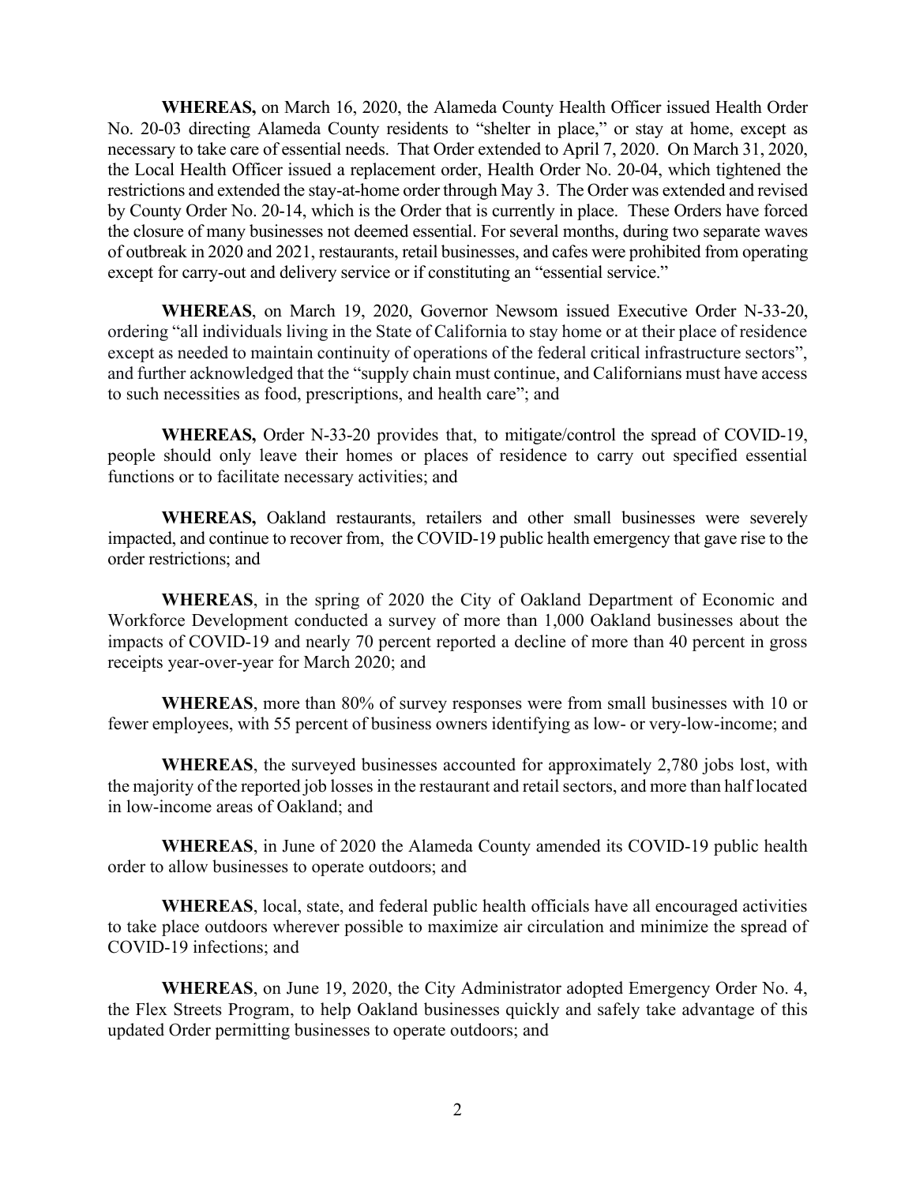**WHEREAS,** on March 16, 2020, the Alameda County Health Officer issued Health Order No. 20-03 directing Alameda County residents to "shelter in place," or stay at home, except as necessary to take care of essential needs. That Order extended to April 7, 2020. On March 31, 2020, the Local Health Officer issued a replacement order, Health Order No. 20-04, which tightened the restrictions and extended the stay-at-home order through May 3. The Order was extended and revised by County Order No. 20-14, which is the Order that is currently in place. These Orders have forced the closure of many businesses not deemed essential. For several months, during two separate waves of outbreak in 2020 and 2021, restaurants, retail businesses, and cafes were prohibited from operating except for carry-out and delivery service or if constituting an "essential service."

**WHEREAS**, on March 19, 2020, Governor Newsom issued Executive Order N-33-20, ordering "all individuals living in the State of California to stay home or at their place of residence except as needed to maintain continuity of operations of the federal critical infrastructure sectors", and further acknowledged that the "supply chain must continue, and Californians must have access to such necessities as food, prescriptions, and health care"; and

**WHEREAS,** Order N-33-20 provides that, to mitigate/control the spread of COVID-19, people should only leave their homes or places of residence to carry out specified essential functions or to facilitate necessary activities; and

**WHEREAS,** Oakland restaurants, retailers and other small businesses were severely impacted, and continue to recover from, the COVID-19 public health emergency that gave rise to the order restrictions; and

**WHEREAS**, in the spring of 2020 the City of Oakland Department of Economic and Workforce Development conducted a survey of more than 1,000 Oakland businesses about the impacts of COVID-19 and nearly 70 percent reported a decline of more than 40 percent in gross receipts year-over-year for March 2020; and

**WHEREAS**, more than 80% of survey responses were from small businesses with 10 or fewer employees, with 55 percent of business owners identifying as low- or very-low-income; and

**WHEREAS**, the surveyed businesses accounted for approximately 2,780 jobs lost, with the majority of the reported job losses in the restaurant and retail sectors, and more than half located in low-income areas of Oakland; and

**WHEREAS**, in June of 2020 the Alameda County amended its COVID-19 public health order to allow businesses to operate outdoors; and

**WHEREAS**, local, state, and federal public health officials have all encouraged activities to take place outdoors wherever possible to maximize air circulation and minimize the spread of COVID-19 infections; and

**WHEREAS**, on June 19, 2020, the City Administrator adopted Emergency Order No. 4, the Flex Streets Program, to help Oakland businesses quickly and safely take advantage of this updated Order permitting businesses to operate outdoors; and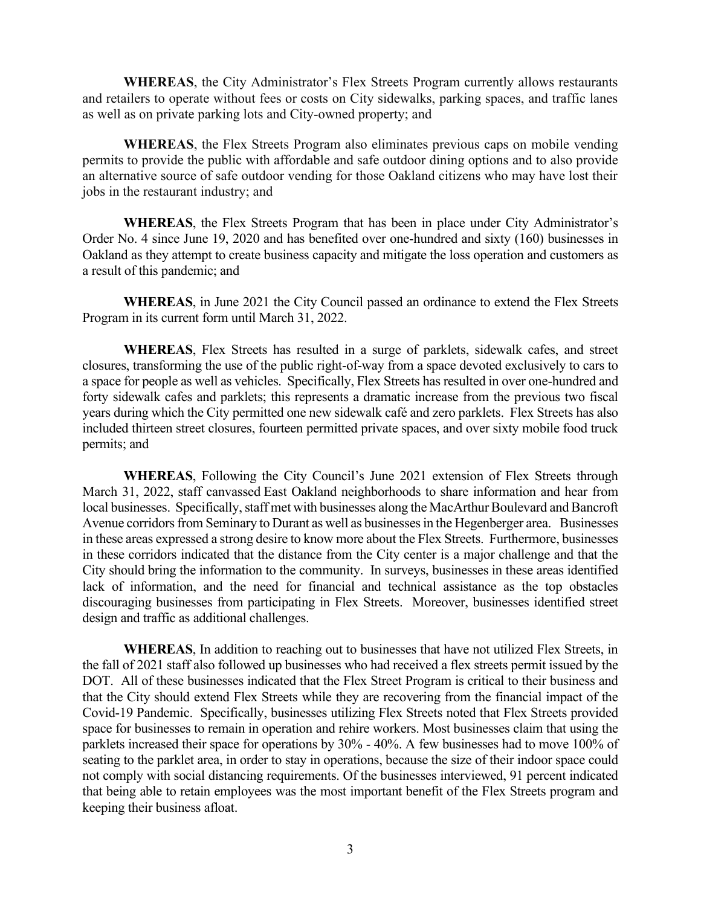**WHEREAS**, the City Administrator's Flex Streets Program currently allows restaurants and retailers to operate without fees or costs on City sidewalks, parking spaces, and traffic lanes as well as on private parking lots and City-owned property; and

**WHEREAS**, the Flex Streets Program also eliminates previous caps on mobile vending permits to provide the public with affordable and safe outdoor dining options and to also provide an alternative source of safe outdoor vending for those Oakland citizens who may have lost their jobs in the restaurant industry; and

**WHEREAS**, the Flex Streets Program that has been in place under City Administrator's Order No. 4 since June 19, 2020 and has benefited over one-hundred and sixty (160) businesses in Oakland as they attempt to create business capacity and mitigate the loss operation and customers as a result of this pandemic; and

**WHEREAS**, in June 2021 the City Council passed an ordinance to extend the Flex Streets Program in its current form until March 31, 2022.

**WHEREAS**, Flex Streets has resulted in a surge of parklets, sidewalk cafes, and street closures, transforming the use of the public right-of-way from a space devoted exclusively to cars to a space for people as well as vehicles. Specifically, Flex Streets has resulted in over one-hundred and forty sidewalk cafes and parklets; this represents a dramatic increase from the previous two fiscal years during which the City permitted one new sidewalk café and zero parklets. Flex Streets has also included thirteen street closures, fourteen permitted private spaces, and over sixty mobile food truck permits; and

**WHEREAS**, Following the City Council's June 2021 extension of Flex Streets through March 31, 2022, staff canvassed East Oakland neighborhoods to share information and hear from local businesses. Specifically, staff met with businesses along the MacArthur Boulevard and Bancroft Avenue corridors from Seminary to Durant as well as businesses in the Hegenberger area. Businesses in these areas expressed a strong desire to know more about the Flex Streets. Furthermore, businesses in these corridors indicated that the distance from the City center is a major challenge and that the City should bring the information to the community. In surveys, businesses in these areas identified lack of information, and the need for financial and technical assistance as the top obstacles discouraging businesses from participating in Flex Streets. Moreover, businesses identified street design and traffic as additional challenges.

**WHEREAS**, In addition to reaching out to businesses that have not utilized Flex Streets, in the fall of 2021 staff also followed up businesses who had received a flex streets permit issued by the DOT. All of these businesses indicated that the Flex Street Program is critical to their business and that the City should extend Flex Streets while they are recovering from the financial impact of the Covid-19 Pandemic. Specifically, businesses utilizing Flex Streets noted that Flex Streets provided space for businesses to remain in operation and rehire workers. Most businesses claim that using the parklets increased their space for operations by 30% - 40%. A few businesses had to move 100% of seating to the parklet area, in order to stay in operations, because the size of their indoor space could not comply with social distancing requirements. Of the businesses interviewed, 91 percent indicated that being able to retain employees was the most important benefit of the Flex Streets program and keeping their business afloat.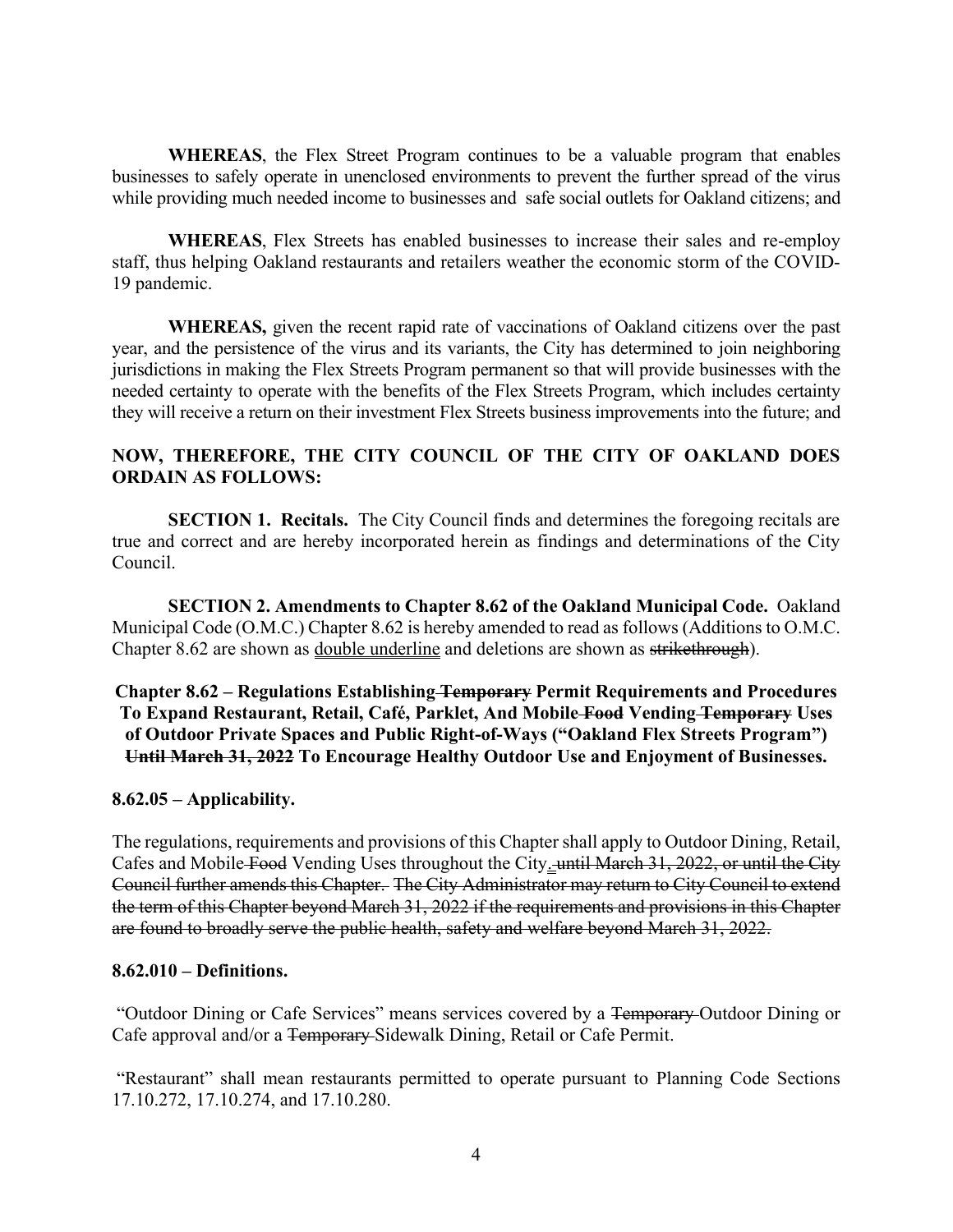**WHEREAS**, the Flex Street Program continues to be a valuable program that enables businesses to safely operate in unenclosed environments to prevent the further spread of the virus while providing much needed income to businesses and safe social outlets for Oakland citizens; and

**WHEREAS**, Flex Streets has enabled businesses to increase their sales and re-employ staff, thus helping Oakland restaurants and retailers weather the economic storm of the COVID-19 pandemic.

**WHEREAS,** given the recent rapid rate of vaccinations of Oakland citizens over the past year, and the persistence of the virus and its variants, the City has determined to join neighboring jurisdictions in making the Flex Streets Program permanent so that will provide businesses with the needed certainty to operate with the benefits of the Flex Streets Program, which includes certainty they will receive a return on their investment Flex Streets business improvements into the future; and

**NOW, THEREFORE, THE CITY COUNCIL OF THE CITY OF OAKLAND DOES ORDAIN AS FOLLOWS:**

**SECTION 1. Recitals.** The City Council finds and determines the foregoing recitals are true and correct and are hereby incorporated herein as findings and determinations of the City Council.

**SECTION 2. Amendments to Chapter 8.62 of the Oakland Municipal Code.** Oakland Municipal Code (O.M.C.) Chapter 8.62 is hereby amended to read as follows (Additions to O.M.C. Chapter 8.62 are shown as <u>double underline</u> and deletions are shown as ~~strikethrough~~).

**Chapter 8.62 – Regulations Establishing ~~Temporary~~ Permit Requirements and Procedures To Expand Restaurant, Retail, Café, Parklet, And Mobile ~~Food~~ Vending ~~Temporary~~ Uses of Outdoor Private Spaces and Public Right-of-Ways ("Oakland Flex Streets Program") ~~Until March 31, 2022~~ To Encourage Healthy Outdoor Use and Enjoyment of Businesses.**

**8.62.05 – Applicability.**

The regulations, requirements and provisions of this Chapter shall apply to Outdoor Dining, Retail, Cafes and Mobile ~~Food~~ Vending Uses throughout the City<u>.</u> ~~until March 31, 2022, or until the City Council further amends this Chapter. The City Administrator may return to City Council to extend the term of this Chapter beyond March 31, 2022 if the requirements and provisions in this Chapter are found to broadly serve the public health, safety and welfare beyond March 31, 2022.~~

**8.62.010 – Definitions.**

"Outdoor Dining or Cafe Services" means services covered by a ~~Temporary~~ Outdoor Dining or Cafe approval and/or a ~~Temporary~~ Sidewalk Dining, Retail or Cafe Permit.

"Restaurant" shall mean restaurants permitted to operate pursuant to Planning Code Sections 17.10.272, 17.10.274, and 17.10.280.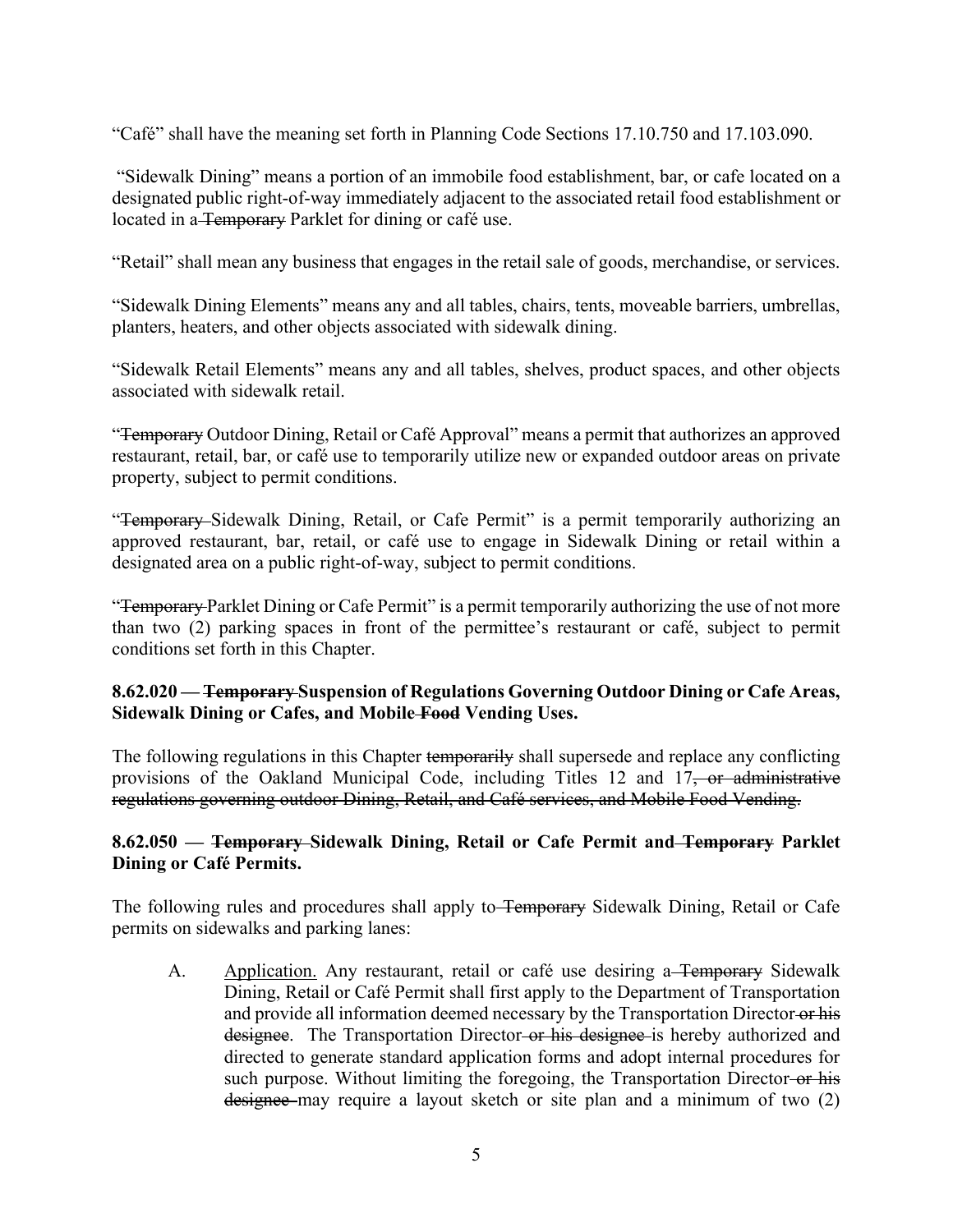"Café" shall have the meaning set forth in Planning Code Sections 17.10.750 and 17.103.090.

"Sidewalk Dining" means a portion of an immobile food establishment, bar, or cafe located on a designated public right-of-way immediately adjacent to the associated retail food establishment or located in a ~~Temporary~~ Parklet for dining or café use.

"Retail" shall mean any business that engages in the retail sale of goods, merchandise, or services.

"Sidewalk Dining Elements" means any and all tables, chairs, tents, moveable barriers, umbrellas, planters, heaters, and other objects associated with sidewalk dining.

"Sidewalk Retail Elements" means any and all tables, shelves, product spaces, and other objects associated with sidewalk retail.

"~~Temporary~~ Outdoor Dining, Retail or Café Approval" means a permit that authorizes an approved restaurant, retail, bar, or café use to temporarily utilize new or expanded outdoor areas on private property, subject to permit conditions.

"~~Temporary~~ Sidewalk Dining, Retail, or Cafe Permit" is a permit temporarily authorizing an approved restaurant, bar, retail, or café use to engage in Sidewalk Dining or retail within a designated area on a public right-of-way, subject to permit conditions.

"~~Temporary~~ Parklet Dining or Cafe Permit" is a permit temporarily authorizing the use of not more than two (2) parking spaces in front of the permittee's restaurant or café, subject to permit conditions set forth in this Chapter.

**8.62.020 — ~~Temporary~~ Suspension of Regulations Governing Outdoor Dining or Cafe Areas, Sidewalk Dining or Cafes, and Mobile ~~Food~~ Vending Uses.**

The following regulations in this Chapter ~~temporarily~~ shall supersede and replace any conflicting provisions of the Oakland Municipal Code, including Titles 12 and 17~~, or administrative regulations governing outdoor Dining, Retail, and Café services, and Mobile Food Vending~~.

**8.62.050 — ~~Temporary~~ Sidewalk Dining, Retail or Cafe Permit and ~~Temporary~~ Parklet Dining or Café Permits.**

The following rules and procedures shall apply to ~~Temporary~~ Sidewalk Dining, Retail or Cafe permits on sidewalks and parking lanes:

A. Application. Any restaurant, retail or café use desiring a ~~Temporary~~ Sidewalk Dining, Retail or Café Permit shall first apply to the Department of Transportation and provide all information deemed necessary by the Transportation Director ~~or his designee~~. The Transportation Director ~~or his designee~~ is hereby authorized and directed to generate standard application forms and adopt internal procedures for such purpose. Without limiting the foregoing, the Transportation Director ~~or his designee~~ may require a layout sketch or site plan and a minimum of two (2)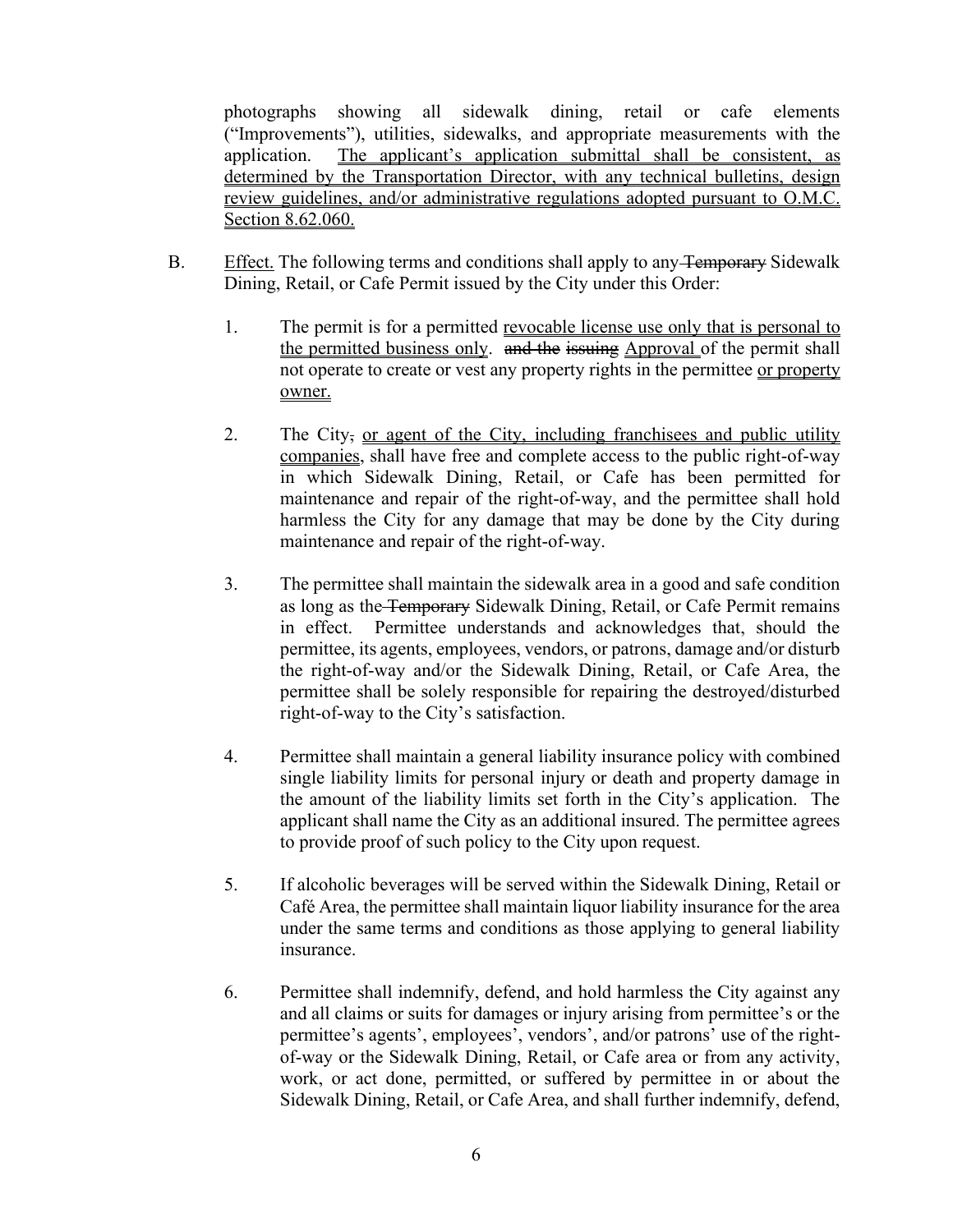photographs showing all sidewalk dining, retail or cafe elements ("Improvements"), utilities, sidewalks, and appropriate measurements with the application. The applicant's application submittal shall be consistent, as determined by the Transportation Director, with any technical bulletins, design review guidelines, and/or administrative regulations adopted pursuant to O.M.C. Section 8.62.060.

B. Effect. The following terms and conditions shall apply to any ~~Temporary~~ Sidewalk Dining, Retail, or Cafe Permit issued by the City under this Order:

1. The permit is for a permitted revocable license use only that is personal to the permitted business only. ~~and the issuing~~ Approval of the permit shall not operate to create or vest any property rights in the permittee or property owner.

2. The City~~,~~ or agent of the City, including franchisees and public utility companies, shall have free and complete access to the public right-of-way in which Sidewalk Dining, Retail, or Cafe has been permitted for maintenance and repair of the right-of-way, and the permittee shall hold harmless the City for any damage that may be done by the City during maintenance and repair of the right-of-way.

3. The permittee shall maintain the sidewalk area in a good and safe condition as long as the ~~Temporary~~ Sidewalk Dining, Retail, or Cafe Permit remains in effect. Permittee understands and acknowledges that, should the permittee, its agents, employees, vendors, or patrons, damage and/or disturb the right-of-way and/or the Sidewalk Dining, Retail, or Cafe Area, the permittee shall be solely responsible for repairing the destroyed/disturbed right-of-way to the City's satisfaction.

4. Permittee shall maintain a general liability insurance policy with combined single liability limits for personal injury or death and property damage in the amount of the liability limits set forth in the City's application. The applicant shall name the City as an additional insured. The permittee agrees to provide proof of such policy to the City upon request.

5. If alcoholic beverages will be served within the Sidewalk Dining, Retail or Café Area, the permittee shall maintain liquor liability insurance for the area under the same terms and conditions as those applying to general liability insurance.

6. Permittee shall indemnify, defend, and hold harmless the City against any and all claims or suits for damages or injury arising from permittee's or the permittee's agents', employees', vendors', and/or patrons' use of the right-of-way or the Sidewalk Dining, Retail, or Cafe area or from any activity, work, or act done, permitted, or suffered by permittee in or about the Sidewalk Dining, Retail, or Cafe Area, and shall further indemnify, defend,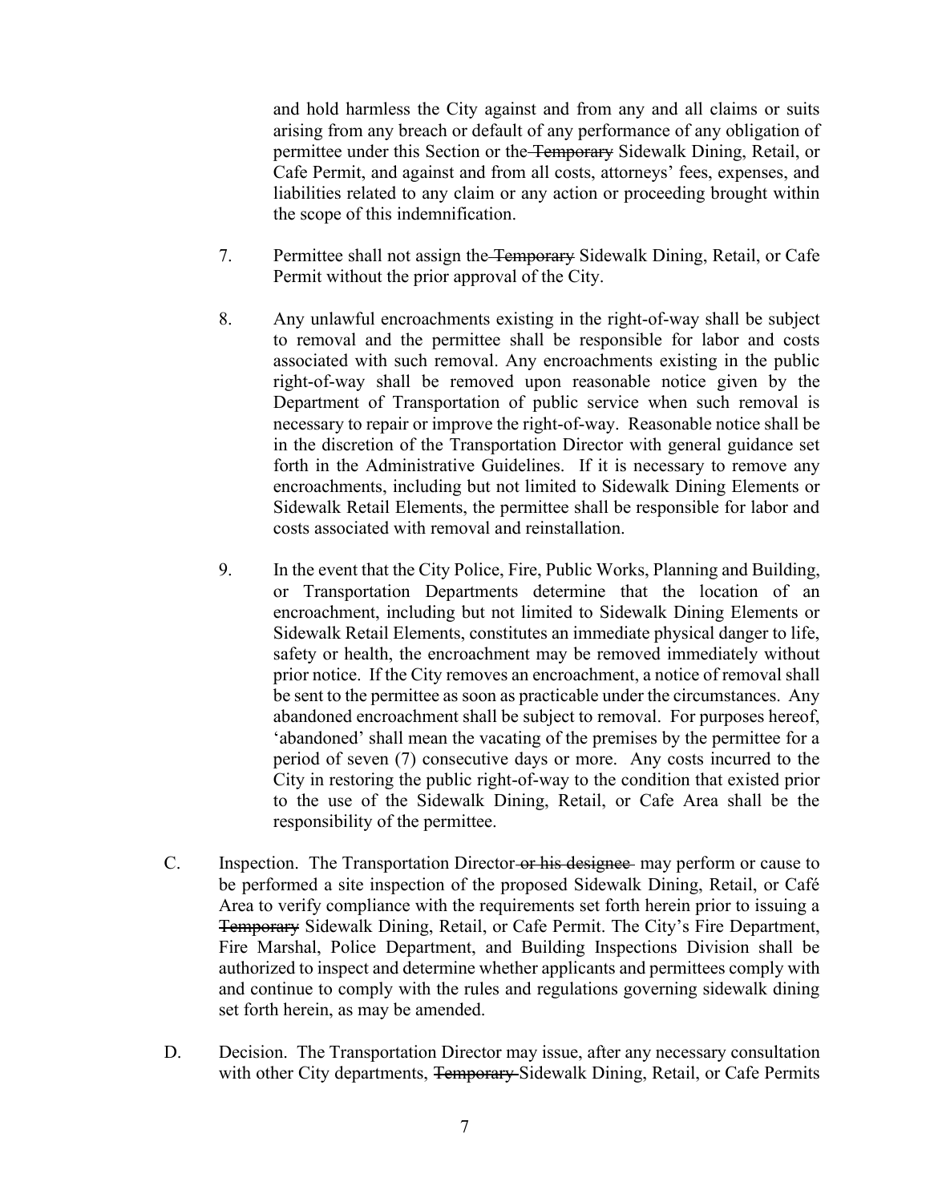and hold harmless the City against and from any and all claims or suits arising from any breach or default of any performance of any obligation of permittee under this Section or the ~~Temporary~~ Sidewalk Dining, Retail, or Cafe Permit, and against and from all costs, attorneys' fees, expenses, and liabilities related to any claim or any action or proceeding brought within the scope of this indemnification.

7. Permittee shall not assign the ~~Temporary~~ Sidewalk Dining, Retail, or Cafe Permit without the prior approval of the City.

8. Any unlawful encroachments existing in the right-of-way shall be subject to removal and the permittee shall be responsible for labor and costs associated with such removal. Any encroachments existing in the public right-of-way shall be removed upon reasonable notice given by the Department of Transportation of public service when such removal is necessary to repair or improve the right-of-way. Reasonable notice shall be in the discretion of the Transportation Director with general guidance set forth in the Administrative Guidelines. If it is necessary to remove any encroachments, including but not limited to Sidewalk Dining Elements or Sidewalk Retail Elements, the permittee shall be responsible for labor and costs associated with removal and reinstallation.

9. In the event that the City Police, Fire, Public Works, Planning and Building, or Transportation Departments determine that the location of an encroachment, including but not limited to Sidewalk Dining Elements or Sidewalk Retail Elements, constitutes an immediate physical danger to life, safety or health, the encroachment may be removed immediately without prior notice. If the City removes an encroachment, a notice of removal shall be sent to the permittee as soon as practicable under the circumstances. Any abandoned encroachment shall be subject to removal. For purposes hereof, 'abandoned' shall mean the vacating of the premises by the permittee for a period of seven (7) consecutive days or more. Any costs incurred to the City in restoring the public right-of-way to the condition that existed prior to the use of the Sidewalk Dining, Retail, or Cafe Area shall be the responsibility of the permittee.

C. Inspection. The Transportation Director ~~or his designee~~ may perform or cause to be performed a site inspection of the proposed Sidewalk Dining, Retail, or Café Area to verify compliance with the requirements set forth herein prior to issuing a ~~Temporary~~ Sidewalk Dining, Retail, or Cafe Permit. The City's Fire Department, Fire Marshal, Police Department, and Building Inspections Division shall be authorized to inspect and determine whether applicants and permittees comply with and continue to comply with the rules and regulations governing sidewalk dining set forth herein, as may be amended.

D. Decision. The Transportation Director may issue, after any necessary consultation with other City departments, ~~Temporary~~ Sidewalk Dining, Retail, or Cafe Permits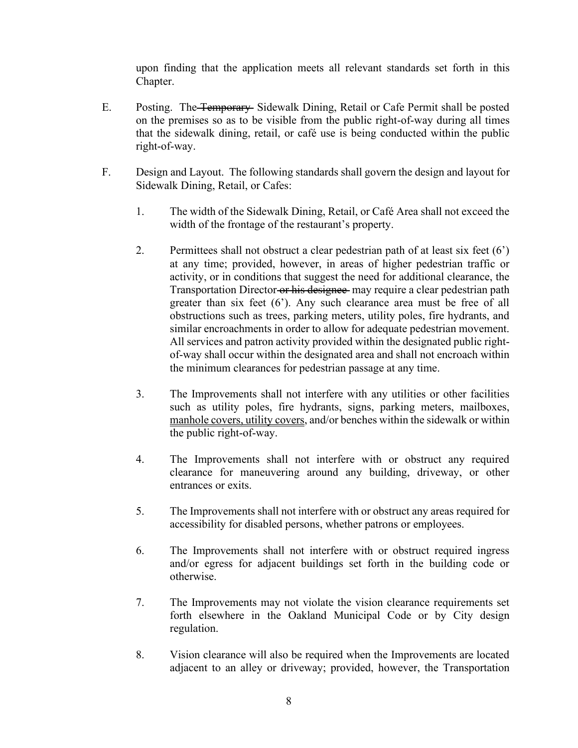upon finding that the application meets all relevant standards set forth in this Chapter.

E. Posting. The ~~Temporary~~ Sidewalk Dining, Retail or Cafe Permit shall be posted on the premises so as to be visible from the public right-of-way during all times that the sidewalk dining, retail, or café use is being conducted within the public right-of-way.

F. Design and Layout. The following standards shall govern the design and layout for Sidewalk Dining, Retail, or Cafes:

1. The width of the Sidewalk Dining, Retail, or Café Area shall not exceed the width of the frontage of the restaurant's property.

2. Permittees shall not obstruct a clear pedestrian path of at least six feet (6') at any time; provided, however, in areas of higher pedestrian traffic or activity, or in conditions that suggest the need for additional clearance, the Transportation Director ~~or his designee~~ may require a clear pedestrian path greater than six feet (6'). Any such clearance area must be free of all obstructions such as trees, parking meters, utility poles, fire hydrants, and similar encroachments in order to allow for adequate pedestrian movement. All services and patron activity provided within the designated public right-of-way shall occur within the designated area and shall not encroach within the minimum clearances for pedestrian passage at any time.

3. The Improvements shall not interfere with any utilities or other facilities such as utility poles, fire hydrants, signs, parking meters, mailboxes, <u>manhole covers, utility covers</u>, and/or benches within the sidewalk or within the public right-of-way.

4. The Improvements shall not interfere with or obstruct any required clearance for maneuvering around any building, driveway, or other entrances or exits.

5. The Improvements shall not interfere with or obstruct any areas required for accessibility for disabled persons, whether patrons or employees.

6. The Improvements shall not interfere with or obstruct required ingress and/or egress for adjacent buildings set forth in the building code or otherwise.

7. The Improvements may not violate the vision clearance requirements set forth elsewhere in the Oakland Municipal Code or by City design regulation.

8. Vision clearance will also be required when the Improvements are located adjacent to an alley or driveway; provided, however, the Transportation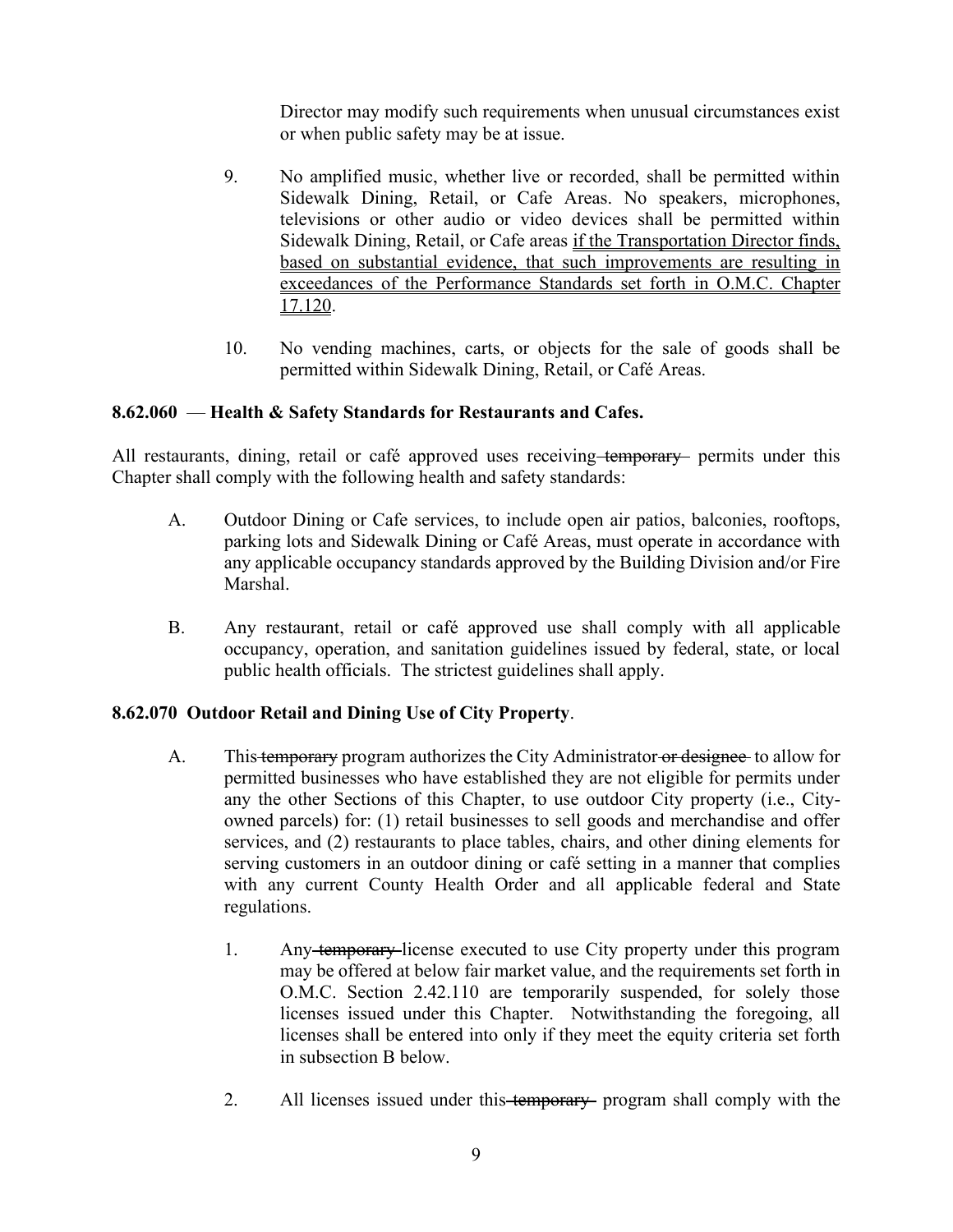Director may modify such requirements when unusual circumstances exist or when public safety may be at issue.

9. No amplified music, whether live or recorded, shall be permitted within Sidewalk Dining, Retail, or Cafe Areas. No speakers, microphones, televisions or other audio or video devices shall be permitted within Sidewalk Dining, Retail, or Cafe areas <u>if the Transportation Director finds, based on substantial evidence, that such improvements are resulting in exceedances of the Performance Standards set forth in O.M.C. Chapter 17.120</u>.

10. No vending machines, carts, or objects for the sale of goods shall be permitted within Sidewalk Dining, Retail, or Café Areas.

**8.62.060 — Health & Safety Standards for Restaurants and Cafes.**

All restaurants, dining, retail or café approved uses receiving ~~temporary~~ permits under this Chapter shall comply with the following health and safety standards:

A. Outdoor Dining or Cafe services, to include open air patios, balconies, rooftops, parking lots and Sidewalk Dining or Café Areas, must operate in accordance with any applicable occupancy standards approved by the Building Division and/or Fire Marshal.

B. Any restaurant, retail or café approved use shall comply with all applicable occupancy, operation, and sanitation guidelines issued by federal, state, or local public health officials. The strictest guidelines shall apply.

**8.62.070 Outdoor Retail and Dining Use of City Property**.

A. This ~~temporary~~ program authorizes the City Administrator ~~or designee~~ to allow for permitted businesses who have established they are not eligible for permits under any the other Sections of this Chapter, to use outdoor City property (i.e., City-owned parcels) for: (1) retail businesses to sell goods and merchandise and offer services, and (2) restaurants to place tables, chairs, and other dining elements for serving customers in an outdoor dining or café setting in a manner that complies with any current County Health Order and all applicable federal and State regulations.

1. Any ~~temporary~~ license executed to use City property under this program may be offered at below fair market value, and the requirements set forth in O.M.C. Section 2.42.110 are temporarily suspended, for solely those licenses issued under this Chapter. Notwithstanding the foregoing, all licenses shall be entered into only if they meet the equity criteria set forth in subsection B below.

2. All licenses issued under this ~~temporary~~ program shall comply with the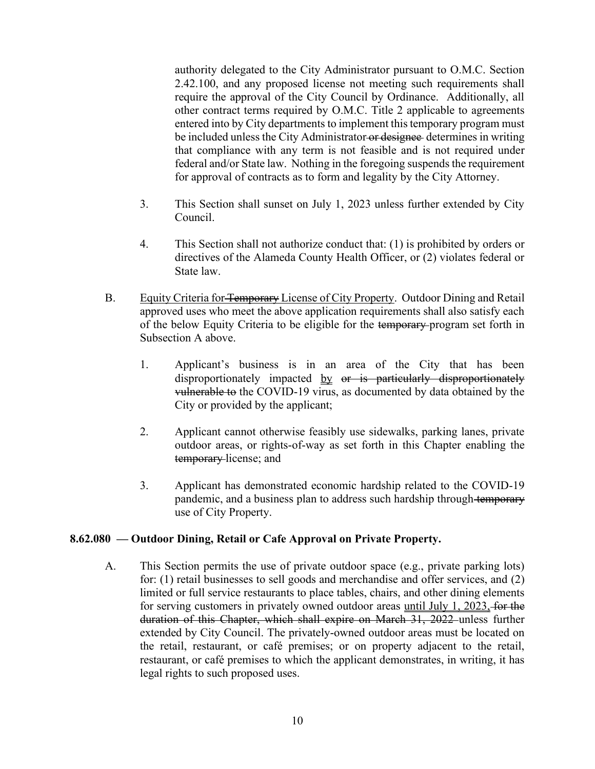authority delegated to the City Administrator pursuant to O.M.C. Section 2.42.100, and any proposed license not meeting such requirements shall require the approval of the City Council by Ordinance. Additionally, all other contract terms required by O.M.C. Title 2 applicable to agreements entered into by City departments to implement this temporary program must be included unless the City Administrator ~~or designee~~ determines in writing that compliance with any term is not feasible and is not required under federal and/or State law. Nothing in the foregoing suspends the requirement for approval of contracts as to form and legality by the City Attorney.

3. This Section shall sunset on July 1, 2023 unless further extended by City Council.

4. This Section shall not authorize conduct that: (1) is prohibited by orders or directives of the Alameda County Health Officer, or (2) violates federal or State law.

B. Equity Criteria for ~~Temporary~~ License of City Property. Outdoor Dining and Retail approved uses who meet the above application requirements shall also satisfy each of the below Equity Criteria to be eligible for the ~~temporary~~ program set forth in Subsection A above.

1. Applicant's business is in an area of the City that has been disproportionately impacted by ~~or is particularly disproportionately vulnerable to~~ the COVID-19 virus, as documented by data obtained by the City or provided by the applicant;

2. Applicant cannot otherwise feasibly use sidewalks, parking lanes, private outdoor areas, or rights-of-way as set forth in this Chapter enabling the ~~temporary~~ license; and

3. Applicant has demonstrated economic hardship related to the COVID-19 pandemic, and a business plan to address such hardship through ~~temporary~~ use of City Property.

**8.62.080 — Outdoor Dining, Retail or Cafe Approval on Private Property.**

A. This Section permits the use of private outdoor space (e.g., private parking lots) for: (1) retail businesses to sell goods and merchandise and offer services, and (2) limited or full service restaurants to place tables, chairs, and other dining elements for serving customers in privately owned outdoor areas until July 1, 2023, ~~for the duration of this Chapter, which shall expire on March 31, 2022~~ unless further extended by City Council. The privately-owned outdoor areas must be located on the retail, restaurant, or café premises; or on property adjacent to the retail, restaurant, or café premises to which the applicant demonstrates, in writing, it has legal rights to such proposed uses.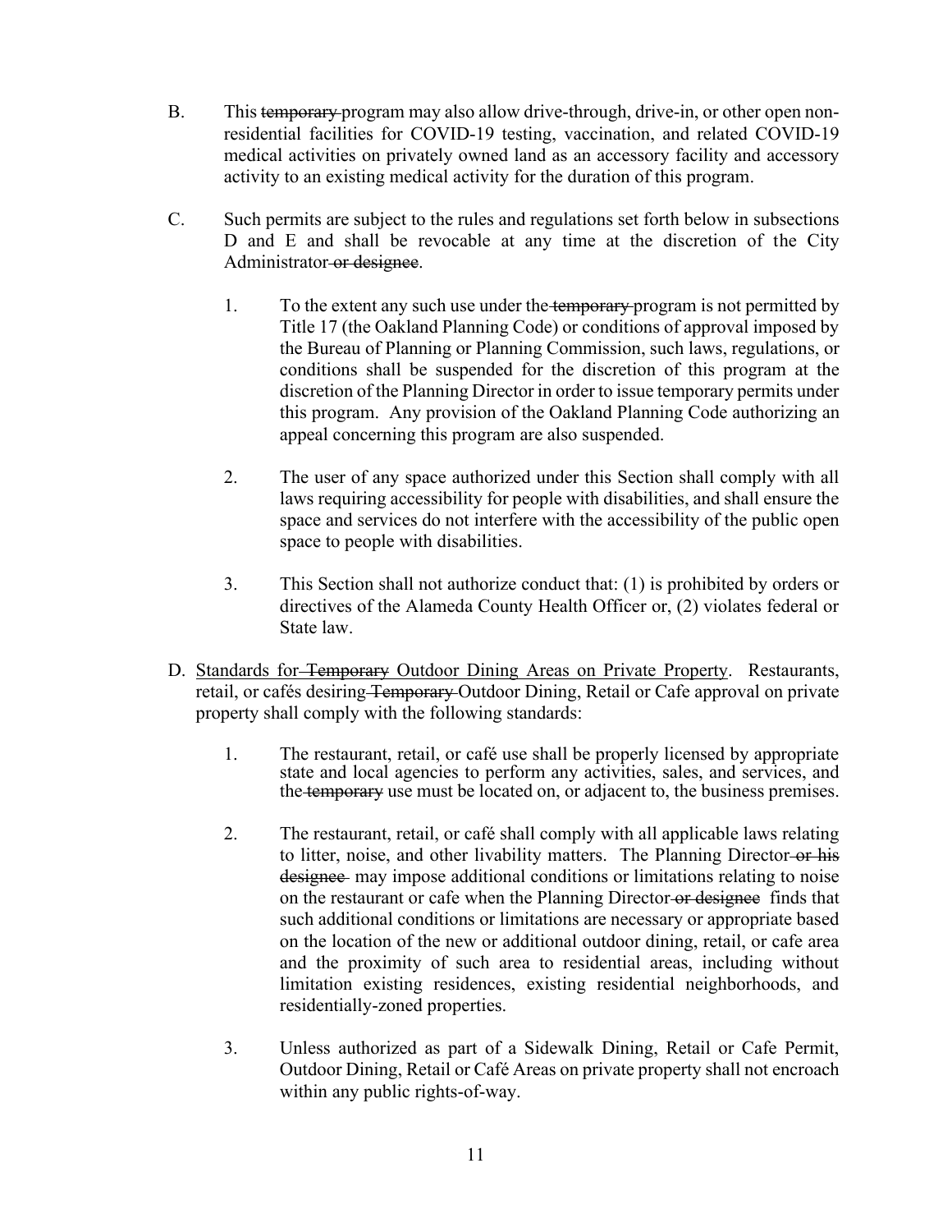B. This ~~temporary~~ program may also allow drive-through, drive-in, or other open non-residential facilities for COVID-19 testing, vaccination, and related COVID-19 medical activities on privately owned land as an accessory facility and accessory activity to an existing medical activity for the duration of this program.

C. Such permits are subject to the rules and regulations set forth below in subsections D and E and shall be revocable at any time at the discretion of the City Administrator ~~or designee~~.

1. To the extent any such use under the ~~temporary~~ program is not permitted by Title 17 (the Oakland Planning Code) or conditions of approval imposed by the Bureau of Planning or Planning Commission, such laws, regulations, or conditions shall be suspended for the discretion of this program at the discretion of the Planning Director in order to issue temporary permits under this program. Any provision of the Oakland Planning Code authorizing an appeal concerning this program are also suspended.

2. The user of any space authorized under this Section shall comply with all laws requiring accessibility for people with disabilities, and shall ensure the space and services do not interfere with the accessibility of the public open space to people with disabilities.

3. This Section shall not authorize conduct that: (1) is prohibited by orders or directives of the Alameda County Health Officer or, (2) violates federal or State law.

D. <u>Standards for ~~Temporary~~ Outdoor Dining Areas on Private Property</u>. Restaurants, retail, or cafés desiring ~~Temporary~~ Outdoor Dining, Retail or Cafe approval on private property shall comply with the following standards:

1. The restaurant, retail, or café use shall be properly licensed by appropriate state and local agencies to perform any activities, sales, and services, and the ~~temporary~~ use must be located on, or adjacent to, the business premises.

2. The restaurant, retail, or café shall comply with all applicable laws relating to litter, noise, and other livability matters. The Planning Director ~~or his designee~~ may impose additional conditions or limitations relating to noise on the restaurant or cafe when the Planning Director ~~or designee~~ finds that such additional conditions or limitations are necessary or appropriate based on the location of the new or additional outdoor dining, retail, or cafe area and the proximity of such area to residential areas, including without limitation existing residences, existing residential neighborhoods, and residentially-zoned properties.

3. Unless authorized as part of a Sidewalk Dining, Retail or Cafe Permit, Outdoor Dining, Retail or Café Areas on private property shall not encroach within any public rights-of-way.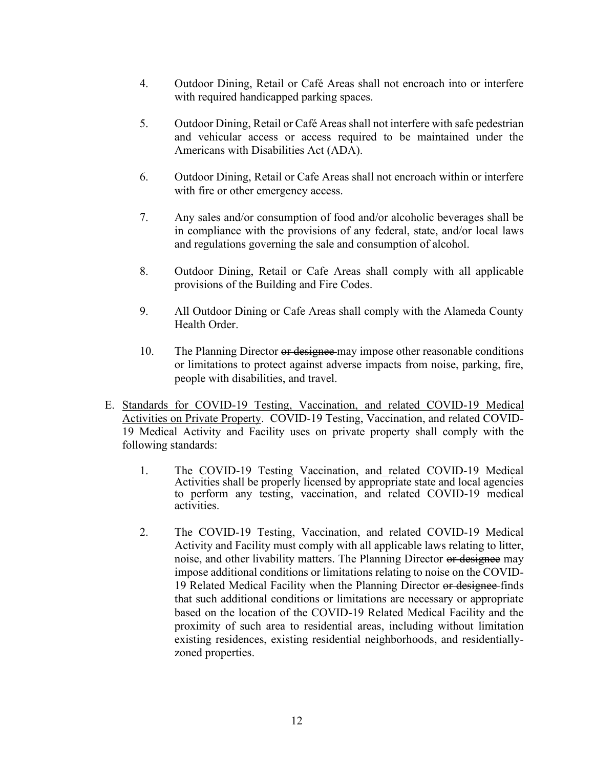4. Outdoor Dining, Retail or Café Areas shall not encroach into or interfere with required handicapped parking spaces.

5. Outdoor Dining, Retail or Café Areas shall not interfere with safe pedestrian and vehicular access or access required to be maintained under the Americans with Disabilities Act (ADA).

6. Outdoor Dining, Retail or Cafe Areas shall not encroach within or interfere with fire or other emergency access.

7. Any sales and/or consumption of food and/or alcoholic beverages shall be in compliance with the provisions of any federal, state, and/or local laws and regulations governing the sale and consumption of alcohol.

8. Outdoor Dining, Retail or Cafe Areas shall comply with all applicable provisions of the Building and Fire Codes.

9. All Outdoor Dining or Cafe Areas shall comply with the Alameda County Health Order.

10. The Planning Director ~~or designee~~ may impose other reasonable conditions or limitations to protect against adverse impacts from noise, parking, fire, people with disabilities, and travel.

E. <u>Standards for COVID-19 Testing, Vaccination, and related COVID-19 Medical Activities on Private Property</u>. COVID-19 Testing, Vaccination, and related COVID-19 Medical Activity and Facility uses on private property shall comply with the following standards:

1. The COVID-19 Testing Vaccination, and related COVID-19 Medical Activities shall be properly licensed by appropriate state and local agencies to perform any testing, vaccination, and related COVID-19 medical activities.

2. The COVID-19 Testing, Vaccination, and related COVID-19 Medical Activity and Facility must comply with all applicable laws relating to litter, noise, and other livability matters. The Planning Director ~~or designee~~ may impose additional conditions or limitations relating to noise on the COVID-19 Related Medical Facility when the Planning Director ~~or designee~~ finds that such additional conditions or limitations are necessary or appropriate based on the location of the COVID-19 Related Medical Facility and the proximity of such area to residential areas, including without limitation existing residences, existing residential neighborhoods, and residentially-zoned properties.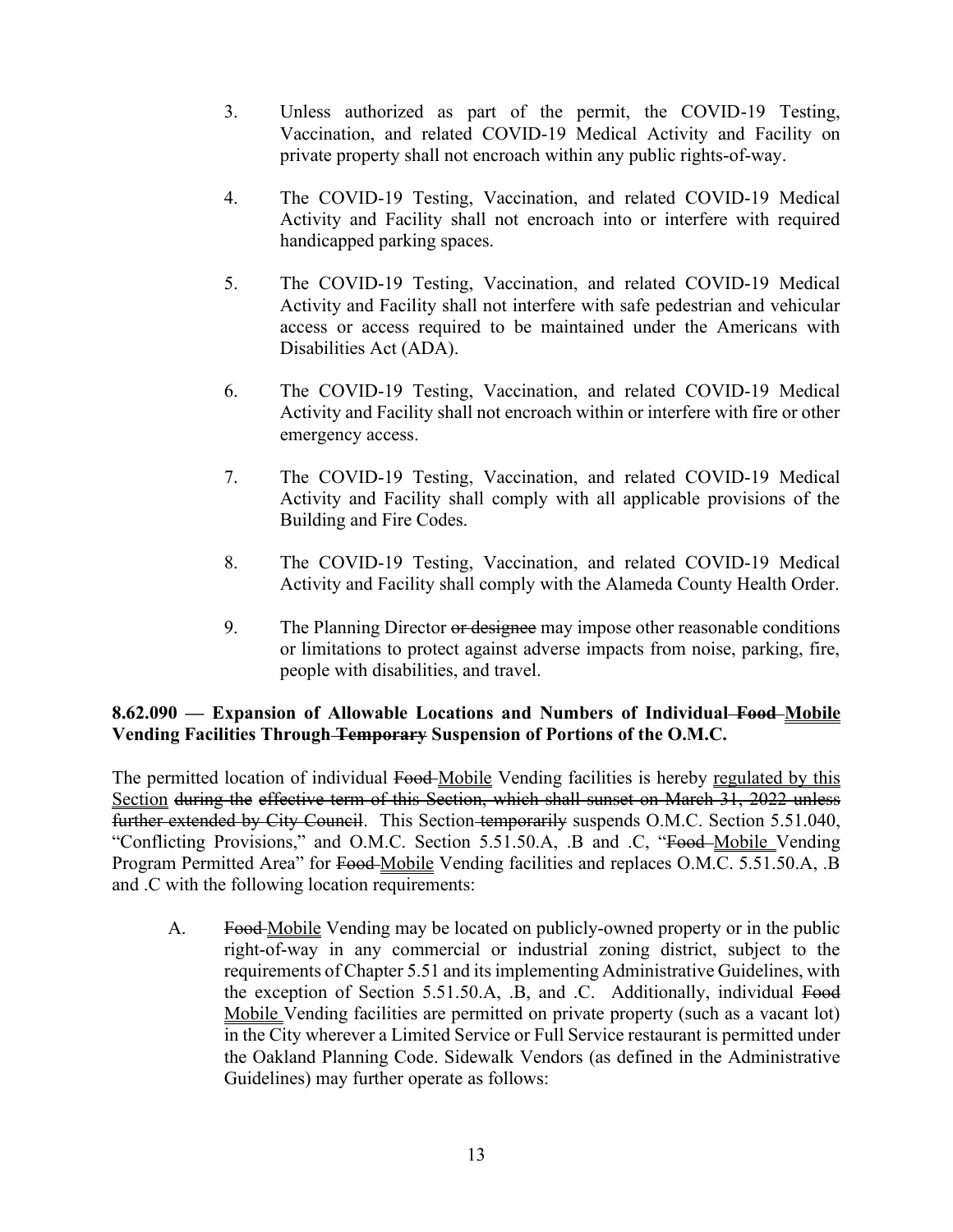3. Unless authorized as part of the permit, the COVID-19 Testing, Vaccination, and related COVID-19 Medical Activity and Facility on private property shall not encroach within any public rights-of-way.

4. The COVID-19 Testing, Vaccination, and related COVID-19 Medical Activity and Facility shall not encroach into or interfere with required handicapped parking spaces.

5. The COVID-19 Testing, Vaccination, and related COVID-19 Medical Activity and Facility shall not interfere with safe pedestrian and vehicular access or access required to be maintained under the Americans with Disabilities Act (ADA).

6. The COVID-19 Testing, Vaccination, and related COVID-19 Medical Activity and Facility shall not encroach within or interfere with fire or other emergency access.

7. The COVID-19 Testing, Vaccination, and related COVID-19 Medical Activity and Facility shall comply with all applicable provisions of the Building and Fire Codes.

8. The COVID-19 Testing, Vaccination, and related COVID-19 Medical Activity and Facility shall comply with the Alameda County Health Order.

9. The Planning Director ~~or designee~~ may impose other reasonable conditions or limitations to protect against adverse impacts from noise, parking, fire, people with disabilities, and travel.

**8.62.090 — Expansion of Allowable Locations and Numbers of Individual ~~Food~~ <u>Mobile</u> Vending Facilities Through ~~Temporary~~ Suspension of Portions of the O.M.C.**

The permitted location of individual ~~Food~~ <u>Mobile</u> Vending facilities is hereby <u>regulated by this Section</u> ~~during the effective term of this Section, which shall sunset on March 31, 2022 unless further extended by City Council~~. This Section ~~temporarily~~ suspends O.M.C. Section 5.51.040, "Conflicting Provisions," and O.M.C. Section 5.51.50.A, .B and .C, "~~Food~~ <u>Mobile</u> Vending Program Permitted Area" for ~~Food~~ <u>Mobile</u> Vending facilities and replaces O.M.C. 5.51.50.A, .B and .C with the following location requirements:

A. ~~Food~~ <u>Mobile</u> Vending may be located on publicly-owned property or in the public right-of-way in any commercial or industrial zoning district, subject to the requirements of Chapter 5.51 and its implementing Administrative Guidelines, with the exception of Section 5.51.50.A, .B, and .C. Additionally, individual ~~Food~~ <u>Mobile</u> Vending facilities are permitted on private property (such as a vacant lot) in the City wherever a Limited Service or Full Service restaurant is permitted under the Oakland Planning Code. Sidewalk Vendors (as defined in the Administrative Guidelines) may further operate as follows: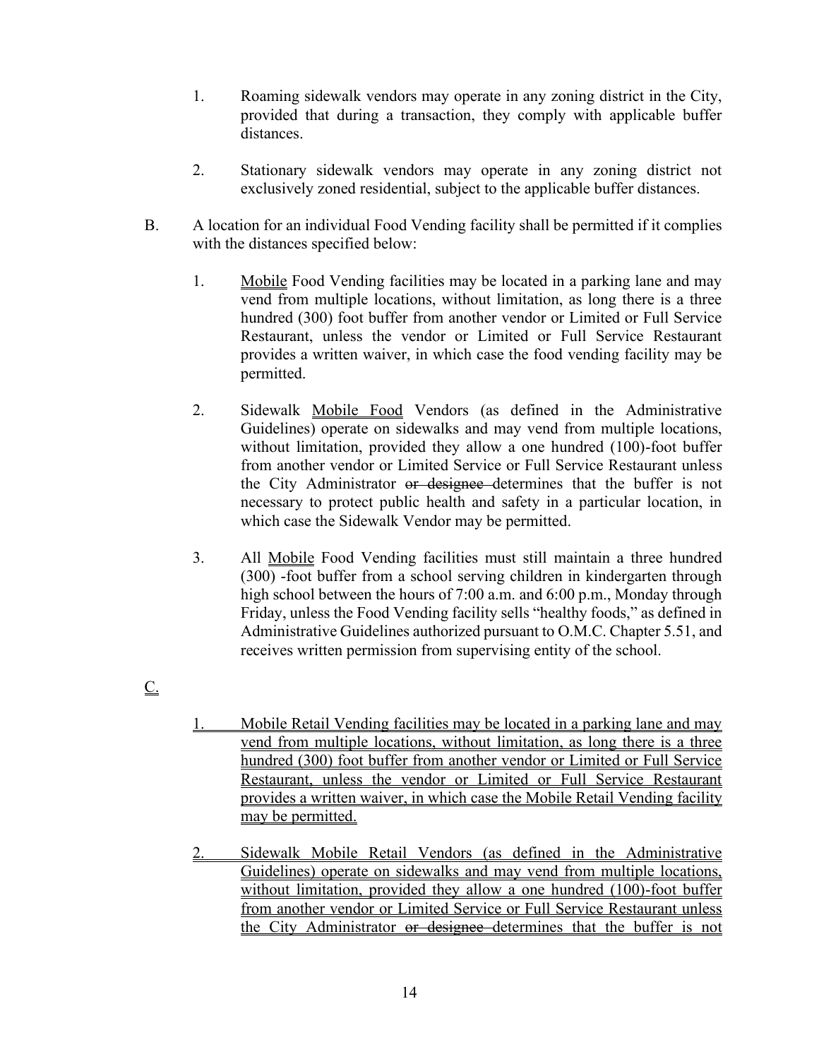1. Roaming sidewalk vendors may operate in any zoning district in the City, provided that during a transaction, they comply with applicable buffer distances.

2. Stationary sidewalk vendors may operate in any zoning district not exclusively zoned residential, subject to the applicable buffer distances.

B. A location for an individual Food Vending facility shall be permitted if it complies with the distances specified below:

1. Mobile Food Vending facilities may be located in a parking lane and may vend from multiple locations, without limitation, as long there is a three hundred (300) foot buffer from another vendor or Limited or Full Service Restaurant, unless the vendor or Limited or Full Service Restaurant provides a written waiver, in which case the food vending facility may be permitted.

2. Sidewalk Mobile Food Vendors (as defined in the Administrative Guidelines) operate on sidewalks and may vend from multiple locations, without limitation, provided they allow a one hundred (100)-foot buffer from another vendor or Limited Service or Full Service Restaurant unless the City Administrator ~~or designee~~ determines that the buffer is not necessary to protect public health and safety in a particular location, in which case the Sidewalk Vendor may be permitted.

3. All Mobile Food Vending facilities must still maintain a three hundred (300) -foot buffer from a school serving children in kindergarten through high school between the hours of 7:00 a.m. and 6:00 p.m., Monday through Friday, unless the Food Vending facility sells "healthy foods," as defined in Administrative Guidelines authorized pursuant to O.M.C. Chapter 5.51, and receives written permission from supervising entity of the school.

C.

1. Mobile Retail Vending facilities may be located in a parking lane and may vend from multiple locations, without limitation, as long there is a three hundred (300) foot buffer from another vendor or Limited or Full Service Restaurant, unless the vendor or Limited or Full Service Restaurant provides a written waiver, in which case the Mobile Retail Vending facility may be permitted.

2. Sidewalk Mobile Retail Vendors (as defined in the Administrative Guidelines) operate on sidewalks and may vend from multiple locations, without limitation, provided they allow a one hundred (100)-foot buffer from another vendor or Limited Service or Full Service Restaurant unless the City Administrator ~~or designee~~ determines that the buffer is not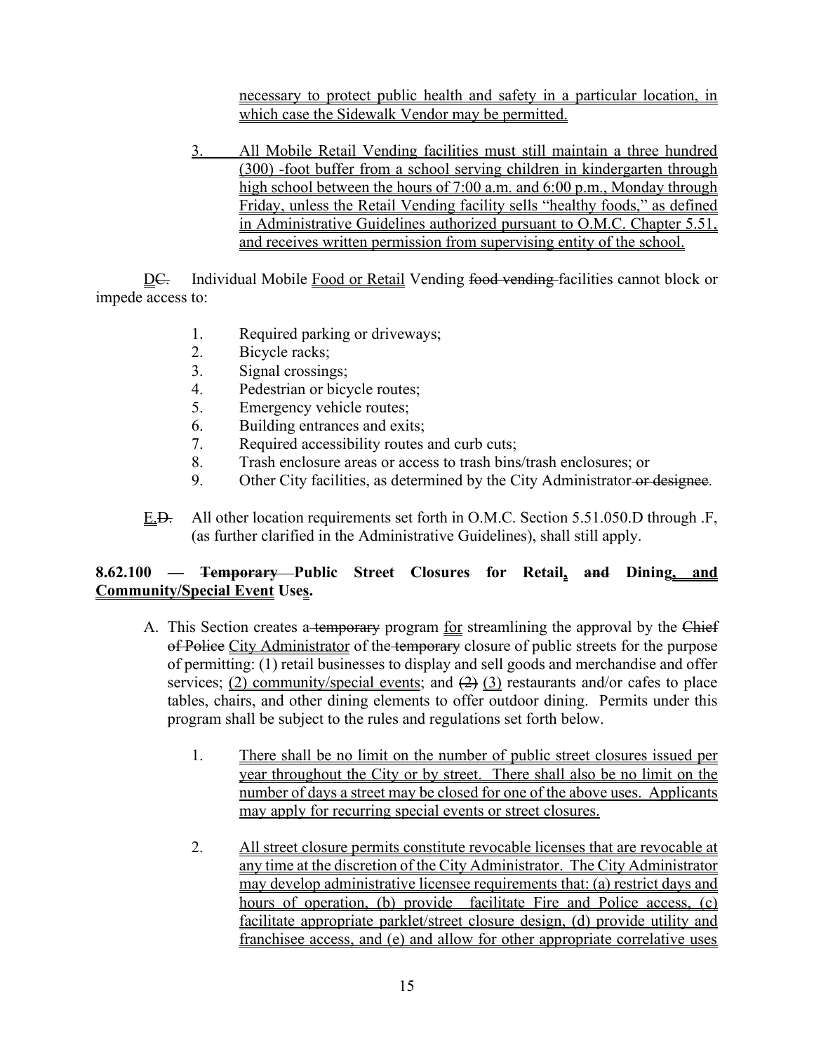necessary to protect public health and safety in a particular location, in which case the Sidewalk Vendor may be permitted.

3. All Mobile Retail Vending facilities must still maintain a three hundred (300) -foot buffer from a school serving children in kindergarten through high school between the hours of 7:00 a.m. and 6:00 p.m., Monday through Friday, unless the Retail Vending facility sells "healthy foods," as defined in Administrative Guidelines authorized pursuant to O.M.C. Chapter 5.51, and receives written permission from supervising entity of the school.

DC. Individual Mobile Food or Retail Vending food vending facilities cannot block or impede access to:

1. Required parking or driveways;
2. Bicycle racks;
3. Signal crossings;
4. Pedestrian or bicycle routes;
5. Emergency vehicle routes;
6. Building entrances and exits;
7. Required accessibility routes and curb cuts;
8. Trash enclosure areas or access to trash bins/trash enclosures; or
9. Other City facilities, as determined by the City Administrator or designee.

E.D. All other location requirements set forth in O.M.C. Section 5.51.050.D through .F, (as further clarified in the Administrative Guidelines), shall still apply.

**8.62.100 — Temporary Public Street Closures for Retail, and Dining, and Community/Special Event Uses.**

A. This Section creates a temporary program for streamlining the approval by the Chief of Police City Administrator of the temporary closure of public streets for the purpose of permitting: (1) retail businesses to display and sell goods and merchandise and offer services; (2) community/special events; and (2) (3) restaurants and/or cafes to place tables, chairs, and other dining elements to offer outdoor dining. Permits under this program shall be subject to the rules and regulations set forth below.

1. There shall be no limit on the number of public street closures issued per year throughout the City or by street. There shall also be no limit on the number of days a street may be closed for one of the above uses. Applicants may apply for recurring special events or street closures.

2. All street closure permits constitute revocable licenses that are revocable at any time at the discretion of the City Administrator. The City Administrator may develop administrative licensee requirements that: (a) restrict days and hours of operation, (b) provide facilitate Fire and Police access, (c) facilitate appropriate parklet/street closure design, (d) provide utility and franchisee access, and (e) and allow for other appropriate correlative uses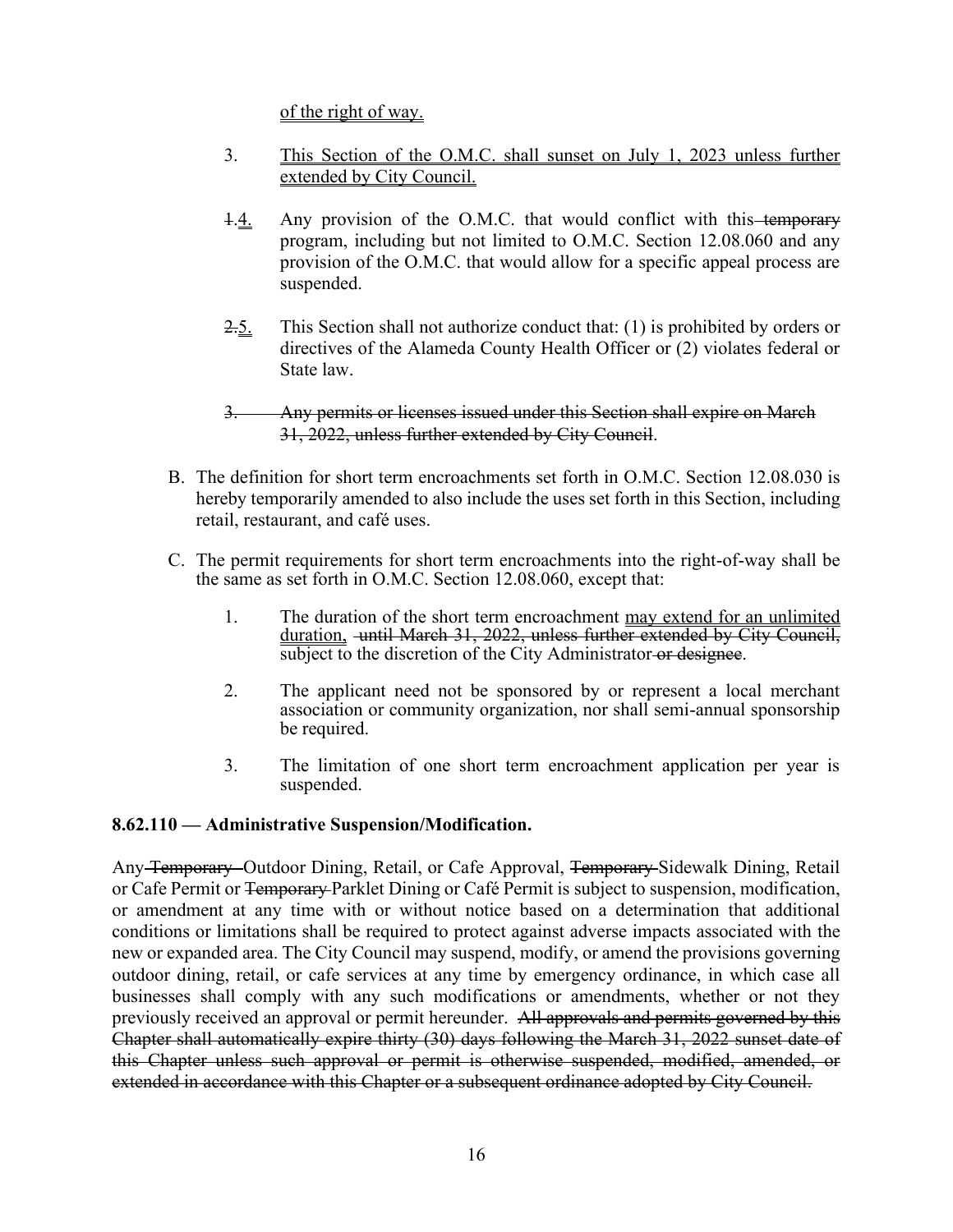of the right of way.

3. This Section of the O.M.C. shall sunset on July 1, 2023 unless further extended by City Council.

~~1.~~4. Any provision of the O.M.C. that would conflict with this ~~temporary~~ program, including but not limited to O.M.C. Section 12.08.060 and any provision of the O.M.C. that would allow for a specific appeal process are suspended.

~~2.~~5. This Section shall not authorize conduct that: (1) is prohibited by orders or directives of the Alameda County Health Officer or (2) violates federal or State law.

~~3. Any permits or licenses issued under this Section shall expire on March 31, 2022, unless further extended by City Council~~.

B. The definition for short term encroachments set forth in O.M.C. Section 12.08.030 is hereby temporarily amended to also include the uses set forth in this Section, including retail, restaurant, and café uses.

C. The permit requirements for short term encroachments into the right-of-way shall be the same as set forth in O.M.C. Section 12.08.060, except that:

1. The duration of the short term encroachment may extend for an unlimited duration, ~~until March 31, 2022, unless further extended by City Council,~~ subject to the discretion of the City Administrator ~~or designee~~.

2. The applicant need not be sponsored by or represent a local merchant association or community organization, nor shall semi-annual sponsorship be required.

3. The limitation of one short term encroachment application per year is suspended.

**8.62.110 — Administrative Suspension/Modification.**

Any ~~Temporary~~ Outdoor Dining, Retail, or Cafe Approval, ~~Temporary~~ Sidewalk Dining, Retail or Cafe Permit or ~~Temporary~~ Parklet Dining or Café Permit is subject to suspension, modification, or amendment at any time with or without notice based on a determination that additional conditions or limitations shall be required to protect against adverse impacts associated with the new or expanded area. The City Council may suspend, modify, or amend the provisions governing outdoor dining, retail, or cafe services at any time by emergency ordinance, in which case all businesses shall comply with any such modifications or amendments, whether or not they previously received an approval or permit hereunder. ~~All approvals and permits governed by this Chapter shall automatically expire thirty (30) days following the March 31, 2022 sunset date of this Chapter unless such approval or permit is otherwise suspended, modified, amended, or extended in accordance with this Chapter or a subsequent ordinance adopted by City Council.~~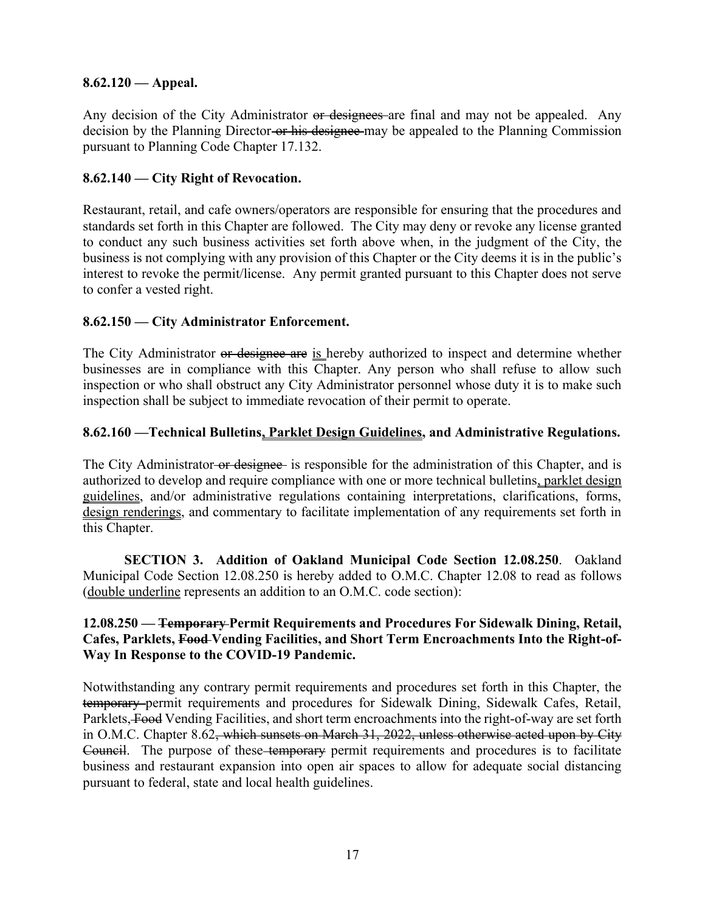**8.62.120 — Appeal.**

Any decision of the City Administrator ~~or designees~~ are final and may not be appealed. Any decision by the Planning Director ~~or his designee~~ may be appealed to the Planning Commission pursuant to Planning Code Chapter 17.132.

**8.62.140 — City Right of Revocation.**

Restaurant, retail, and cafe owners/operators are responsible for ensuring that the procedures and standards set forth in this Chapter are followed. The City may deny or revoke any license granted to conduct any such business activities set forth above when, in the judgment of the City, the business is not complying with any provision of this Chapter or the City deems it is in the public's interest to revoke the permit/license. Any permit granted pursuant to this Chapter does not serve to confer a vested right.

**8.62.150 — City Administrator Enforcement.**

The City Administrator ~~or designee are~~ <u>is</u> hereby authorized to inspect and determine whether businesses are in compliance with this Chapter. Any person who shall refuse to allow such inspection or who shall obstruct any City Administrator personnel whose duty it is to make such inspection shall be subject to immediate revocation of their permit to operate.

**8.62.160 —Technical Bulletins<u>, Parklet Design Guidelines</u>, and Administrative Regulations.**

The City Administrator ~~or designee~~ is responsible for the administration of this Chapter, and is authorized to develop and require compliance with one or more technical bulletins<u>, parklet design guidelines</u>, and/or administrative regulations containing interpretations, clarifications, forms, <u>design renderings</u>, and commentary to facilitate implementation of any requirements set forth in this Chapter.

**SECTION 3. Addition of Oakland Municipal Code Section 12.08.250**. Oakland Municipal Code Section 12.08.250 is hereby added to O.M.C. Chapter 12.08 to read as follows (<u>double underline</u> represents an addition to an O.M.C. code section):

**12.08.250 — ~~Temporary~~ Permit Requirements and Procedures For Sidewalk Dining, Retail, Cafes, Parklets, ~~Food~~ Vending Facilities, and Short Term Encroachments Into the Right-of-Way In Response to the COVID-19 Pandemic.**

Notwithstanding any contrary permit requirements and procedures set forth in this Chapter, the ~~temporary~~ permit requirements and procedures for Sidewalk Dining, Sidewalk Cafes, Retail, Parklets, ~~Food~~ Vending Facilities, and short term encroachments into the right-of-way are set forth in O.M.C. Chapter 8.62~~, which sunsets on March 31, 2022, unless otherwise acted upon by City Council~~. The purpose of these ~~temporary~~ permit requirements and procedures is to facilitate business and restaurant expansion into open air spaces to allow for adequate social distancing pursuant to federal, state and local health guidelines.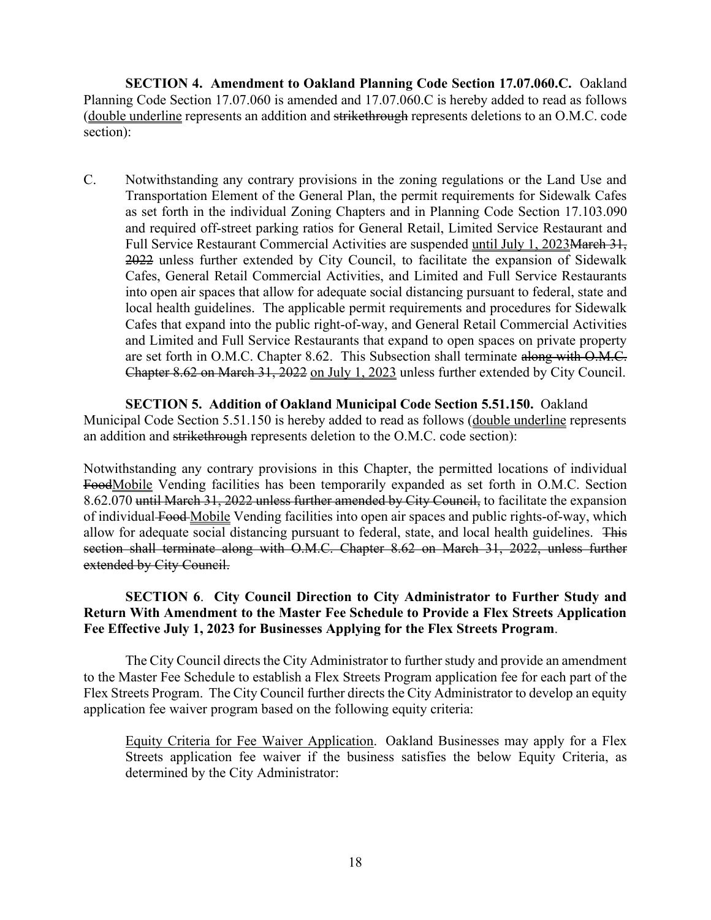**SECTION 4. Amendment to Oakland Planning Code Section 17.07.060.C.** Oakland Planning Code Section 17.07.060 is amended and 17.07.060.C is hereby added to read as follows (<u>double underline</u> represents an addition and ~~strikethrough~~ represents deletions to an O.M.C. code section):

C. Notwithstanding any contrary provisions in the zoning regulations or the Land Use and Transportation Element of the General Plan, the permit requirements for Sidewalk Cafes as set forth in the individual Zoning Chapters and in Planning Code Section 17.103.090 and required off-street parking ratios for General Retail, Limited Service Restaurant and Full Service Restaurant Commercial Activities are suspended <u>until July 1, 2023</u>~~March 31, 2022~~ unless further extended by City Council, to facilitate the expansion of Sidewalk Cafes, General Retail Commercial Activities, and Limited and Full Service Restaurants into open air spaces that allow for adequate social distancing pursuant to federal, state and local health guidelines. The applicable permit requirements and procedures for Sidewalk Cafes that expand into the public right-of-way, and General Retail Commercial Activities and Limited and Full Service Restaurants that expand to open spaces on private property are set forth in O.M.C. Chapter 8.62. This Subsection shall terminate ~~along with O.M.C. Chapter 8.62 on March 31, 2022~~ <u>on July 1, 2023</u> unless further extended by City Council.

**SECTION 5. Addition of Oakland Municipal Code Section 5.51.150.** Oakland Municipal Code Section 5.51.150 is hereby added to read as follows (<u>double underline</u> represents an addition and ~~strikethrough~~ represents deletion to the O.M.C. code section):

Notwithstanding any contrary provisions in this Chapter, the permitted locations of individual ~~Food~~<u>Mobile</u> Vending facilities has been temporarily expanded as set forth in O.M.C. Section 8.62.070 ~~until March 31, 2022 unless further amended by City Council,~~ to facilitate the expansion of individual ~~Food~~ <u>Mobile</u> Vending facilities into open air spaces and public rights-of-way, which allow for adequate social distancing pursuant to federal, state, and local health guidelines. ~~This section shall terminate along with O.M.C. Chapter 8.62 on March 31, 2022, unless further extended by City Council.~~

**SECTION 6. City Council Direction to City Administrator to Further Study and Return With Amendment to the Master Fee Schedule to Provide a Flex Streets Application Fee Effective July 1, 2023 for Businesses Applying for the Flex Streets Program.**

The City Council directs the City Administrator to further study and provide an amendment to the Master Fee Schedule to establish a Flex Streets Program application fee for each part of the Flex Streets Program. The City Council further directs the City Administrator to develop an equity application fee waiver program based on the following equity criteria:

<u>Equity Criteria for Fee Waiver Application</u>. Oakland Businesses may apply for a Flex Streets application fee waiver if the business satisfies the below Equity Criteria, as determined by the City Administrator: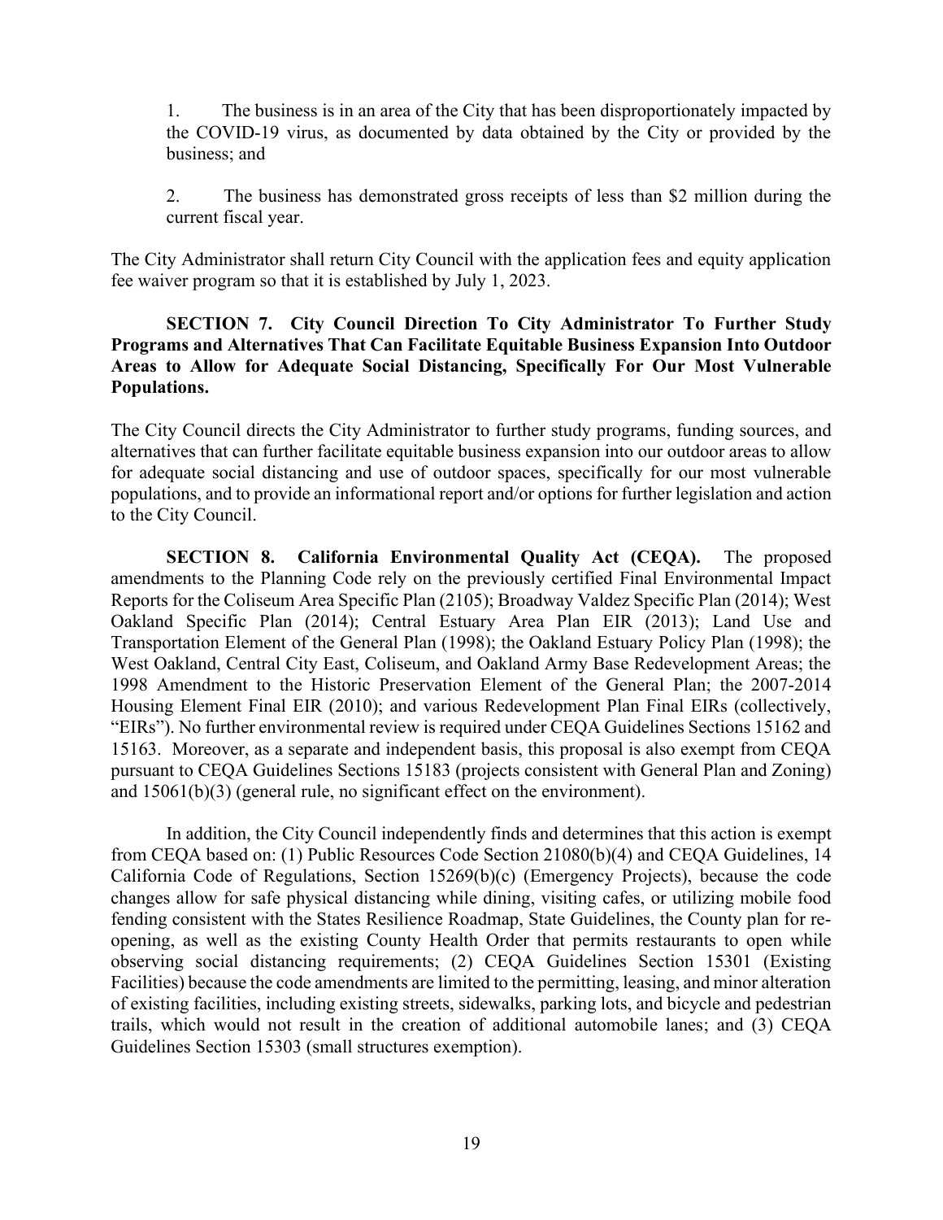1. The business is in an area of the City that has been disproportionately impacted by the COVID-19 virus, as documented by data obtained by the City or provided by the business; and

2. The business has demonstrated gross receipts of less than $2 million during the current fiscal year.

The City Administrator shall return City Council with the application fees and equity application fee waiver program so that it is established by July 1, 2023.

**SECTION 7. City Council Direction To City Administrator To Further Study Programs and Alternatives That Can Facilitate Equitable Business Expansion Into Outdoor Areas to Allow for Adequate Social Distancing, Specifically For Our Most Vulnerable Populations.**

The City Council directs the City Administrator to further study programs, funding sources, and alternatives that can further facilitate equitable business expansion into our outdoor areas to allow for adequate social distancing and use of outdoor spaces, specifically for our most vulnerable populations, and to provide an informational report and/or options for further legislation and action to the City Council.

**SECTION 8. California Environmental Quality Act (CEQA).** The proposed amendments to the Planning Code rely on the previously certified Final Environmental Impact Reports for the Coliseum Area Specific Plan (2105); Broadway Valdez Specific Plan (2014); West Oakland Specific Plan (2014); Central Estuary Area Plan EIR (2013); Land Use and Transportation Element of the General Plan (1998); the Oakland Estuary Policy Plan (1998); the West Oakland, Central City East, Coliseum, and Oakland Army Base Redevelopment Areas; the 1998 Amendment to the Historic Preservation Element of the General Plan; the 2007-2014 Housing Element Final EIR (2010); and various Redevelopment Plan Final EIRs (collectively, "EIRs"). No further environmental review is required under CEQA Guidelines Sections 15162 and 15163. Moreover, as a separate and independent basis, this proposal is also exempt from CEQA pursuant to CEQA Guidelines Sections 15183 (projects consistent with General Plan and Zoning) and 15061(b)(3) (general rule, no significant effect on the environment).

In addition, the City Council independently finds and determines that this action is exempt from CEQA based on: (1) Public Resources Code Section 21080(b)(4) and CEQA Guidelines, 14 California Code of Regulations, Section 15269(b)(c) (Emergency Projects), because the code changes allow for safe physical distancing while dining, visiting cafes, or utilizing mobile food fending consistent with the States Resilience Roadmap, State Guidelines, the County plan for re-opening, as well as the existing County Health Order that permits restaurants to open while observing social distancing requirements; (2) CEQA Guidelines Section 15301 (Existing Facilities) because the code amendments are limited to the permitting, leasing, and minor alteration of existing facilities, including existing streets, sidewalks, parking lots, and bicycle and pedestrian trails, which would not result in the creation of additional automobile lanes; and (3) CEQA Guidelines Section 15303 (small structures exemption).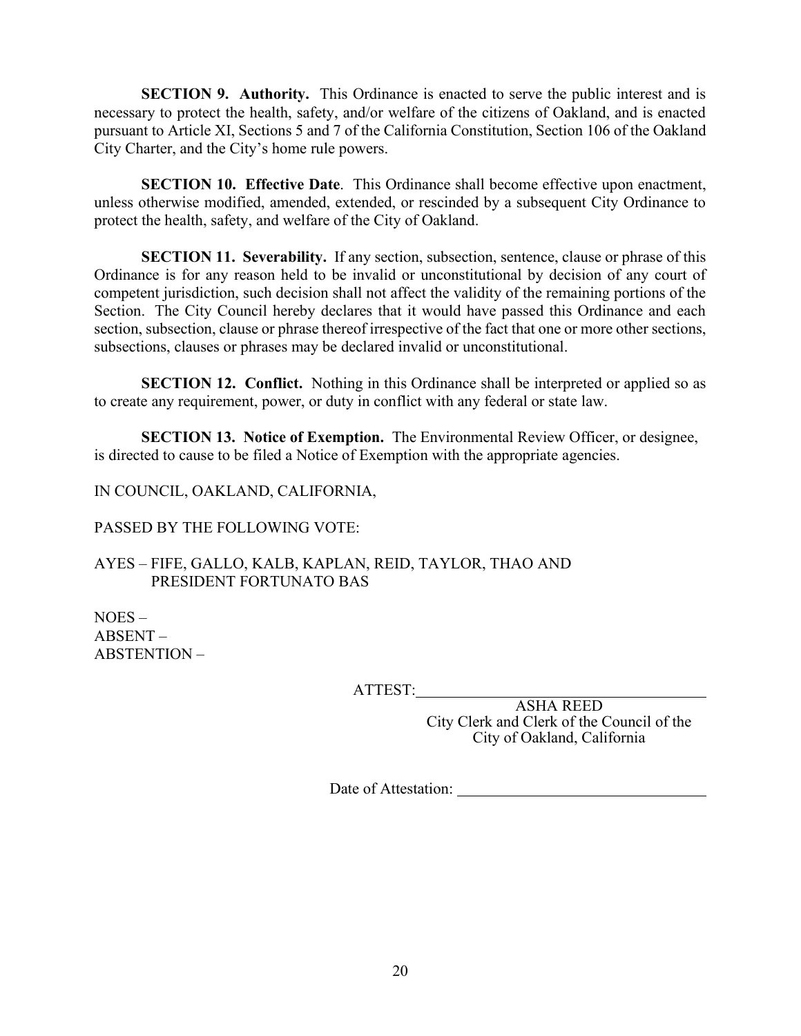**SECTION 9. Authority.** This Ordinance is enacted to serve the public interest and is necessary to protect the health, safety, and/or welfare of the citizens of Oakland, and is enacted pursuant to Article XI, Sections 5 and 7 of the California Constitution, Section 106 of the Oakland City Charter, and the City's home rule powers.

**SECTION 10. Effective Date**. This Ordinance shall become effective upon enactment, unless otherwise modified, amended, extended, or rescinded by a subsequent City Ordinance to protect the health, safety, and welfare of the City of Oakland.

**SECTION 11. Severability.** If any section, subsection, sentence, clause or phrase of this Ordinance is for any reason held to be invalid or unconstitutional by decision of any court of competent jurisdiction, such decision shall not affect the validity of the remaining portions of the Section. The City Council hereby declares that it would have passed this Ordinance and each section, subsection, clause or phrase thereof irrespective of the fact that one or more other sections, subsections, clauses or phrases may be declared invalid or unconstitutional.

**SECTION 12. Conflict.** Nothing in this Ordinance shall be interpreted or applied so as to create any requirement, power, or duty in conflict with any federal or state law.

**SECTION 13. Notice of Exemption.** The Environmental Review Officer, or designee, is directed to cause to be filed a Notice of Exemption with the appropriate agencies.

IN COUNCIL, OAKLAND, CALIFORNIA,

PASSED BY THE FOLLOWING VOTE:

AYES – FIFE, GALLO, KALB, KAPLAN, REID, TAYLOR, THAO AND PRESIDENT FORTUNATO BAS

NOES –
ABSENT –
ABSTENTION –

ATTEST: ______________________________
ASHA REED
City Clerk and Clerk of the Council of the City of Oakland, California

Date of Attestation: ______________________________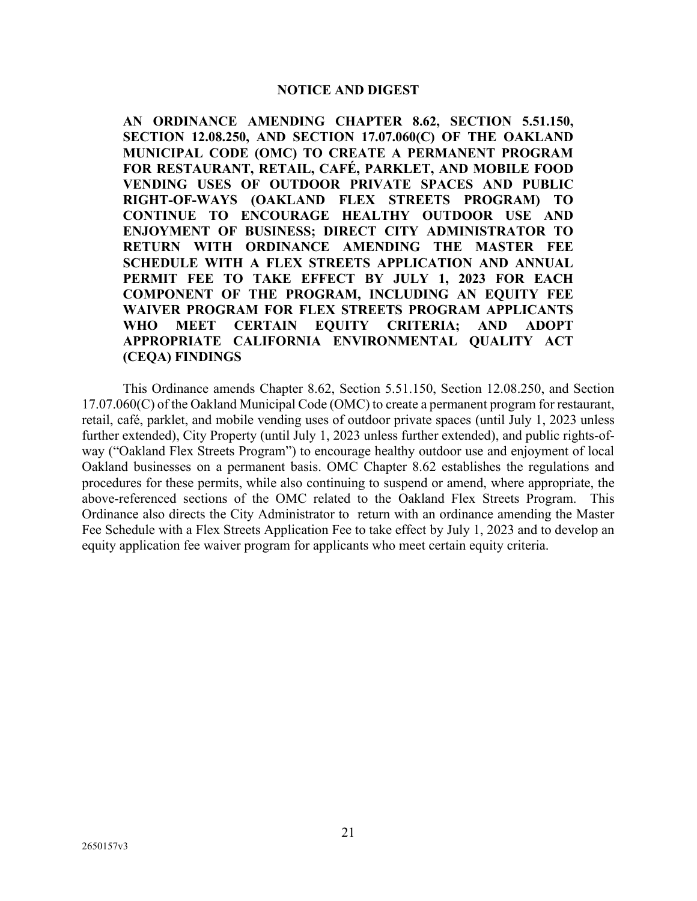## NOTICE AND DIGEST

**AN ORDINANCE AMENDING CHAPTER 8.62, SECTION 5.51.150, SECTION 12.08.250, AND SECTION 17.07.060(C) OF THE OAKLAND MUNICIPAL CODE (OMC) TO CREATE A PERMANENT PROGRAM FOR RESTAURANT, RETAIL, CAFÉ, PARKLET, AND MOBILE FOOD VENDING USES OF OUTDOOR PRIVATE SPACES AND PUBLIC RIGHT-OF-WAYS (OAKLAND FLEX STREETS PROGRAM) TO CONTINUE TO ENCOURAGE HEALTHY OUTDOOR USE AND ENJOYMENT OF BUSINESS; DIRECT CITY ADMINISTRATOR TO RETURN WITH ORDINANCE AMENDING THE MASTER FEE SCHEDULE WITH A FLEX STREETS APPLICATION AND ANNUAL PERMIT FEE TO TAKE EFFECT BY JULY 1, 2023 FOR EACH COMPONENT OF THE PROGRAM, INCLUDING AN EQUITY FEE WAIVER PROGRAM FOR FLEX STREETS PROGRAM APPLICANTS WHO MEET CERTAIN EQUITY CRITERIA; AND ADOPT APPROPRIATE CALIFORNIA ENVIRONMENTAL QUALITY ACT (CEQA) FINDINGS**

This Ordinance amends Chapter 8.62, Section 5.51.150, Section 12.08.250, and Section 17.07.060(C) of the Oakland Municipal Code (OMC) to create a permanent program for restaurant, retail, café, parklet, and mobile vending uses of outdoor private spaces (until July 1, 2023 unless further extended), City Property (until July 1, 2023 unless further extended), and public rights-of-way ("Oakland Flex Streets Program") to encourage healthy outdoor use and enjoyment of local Oakland businesses on a permanent basis. OMC Chapter 8.62 establishes the regulations and procedures for these permits, while also continuing to suspend or amend, where appropriate, the above-referenced sections of the OMC related to the Oakland Flex Streets Program. This Ordinance also directs the City Administrator to return with an ordinance amending the Master Fee Schedule with a Flex Streets Application Fee to take effect by July 1, 2023 and to develop an equity application fee waiver program for applicants who meet certain equity criteria.

2650157v3